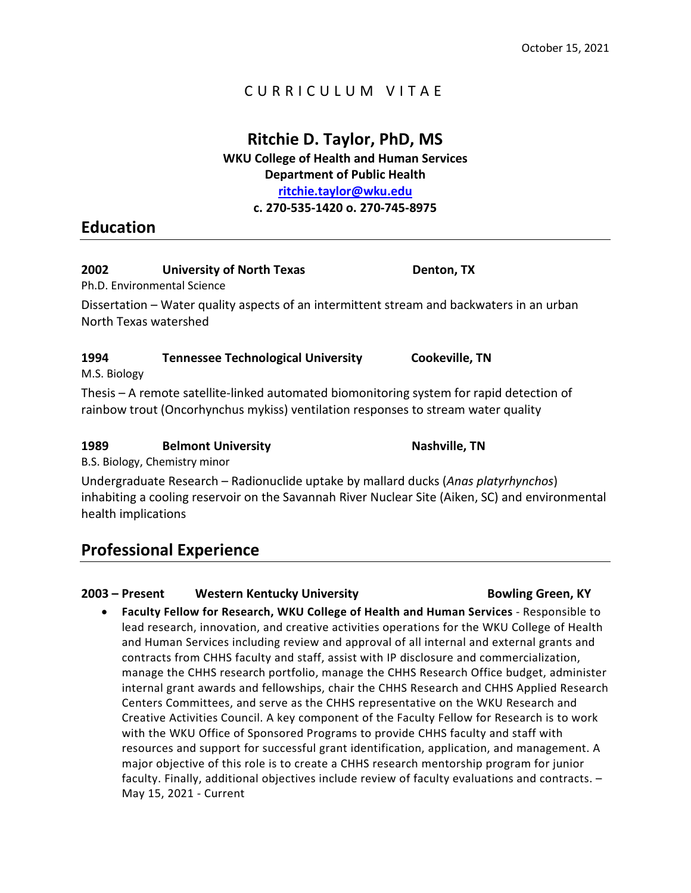October 15, 2021

# CURRICULUM VITAE

## Ritchie D. Taylor, PhD, MS

**WKU College of Health and Human Services**
**Department of Public Health**
**[ritchie.taylor@wku.edu](mailto:ritchie.taylor@wku.edu)**
**c. 270-535-1420 o. 270-745-8975**

## Education

**2002 University of North Texas Denton, TX**

Ph.D. Environmental Science

Dissertation – Water quality aspects of an intermittent stream and backwaters in an urban North Texas watershed

**1994 Tennessee Technological University Cookeville, TN**

M.S. Biology

Thesis – A remote satellite-linked automated biomonitoring system for rapid detection of rainbow trout (Oncorhynchus mykiss) ventilation responses to stream water quality

**1989 Belmont University Nashville, TN**

B.S. Biology, Chemistry minor

Undergraduate Research – Radionuclide uptake by mallard ducks (*Anas platyrhynchos*) inhabiting a cooling reservoir on the Savannah River Nuclear Site (Aiken, SC) and environmental health implications

## Professional Experience

**2003 – Present Western Kentucky University Bowling Green, KY**

- **Faculty Fellow for Research, WKU College of Health and Human Services** - Responsible to lead research, innovation, and creative activities operations for the WKU College of Health and Human Services including review and approval of all internal and external grants and contracts from CHHS faculty and staff, assist with IP disclosure and commercialization, manage the CHHS research portfolio, manage the CHHS Research Office budget, administer internal grant awards and fellowships, chair the CHHS Research and CHHS Applied Research Centers Committees, and serve as the CHHS representative on the WKU Research and Creative Activities Council. A key component of the Faculty Fellow for Research is to work with the WKU Office of Sponsored Programs to provide CHHS faculty and staff with resources and support for successful grant identification, application, and management. A major objective of this role is to create a CHHS research mentorship program for junior faculty. Finally, additional objectives include review of faculty evaluations and contracts. – May 15, 2021 - Current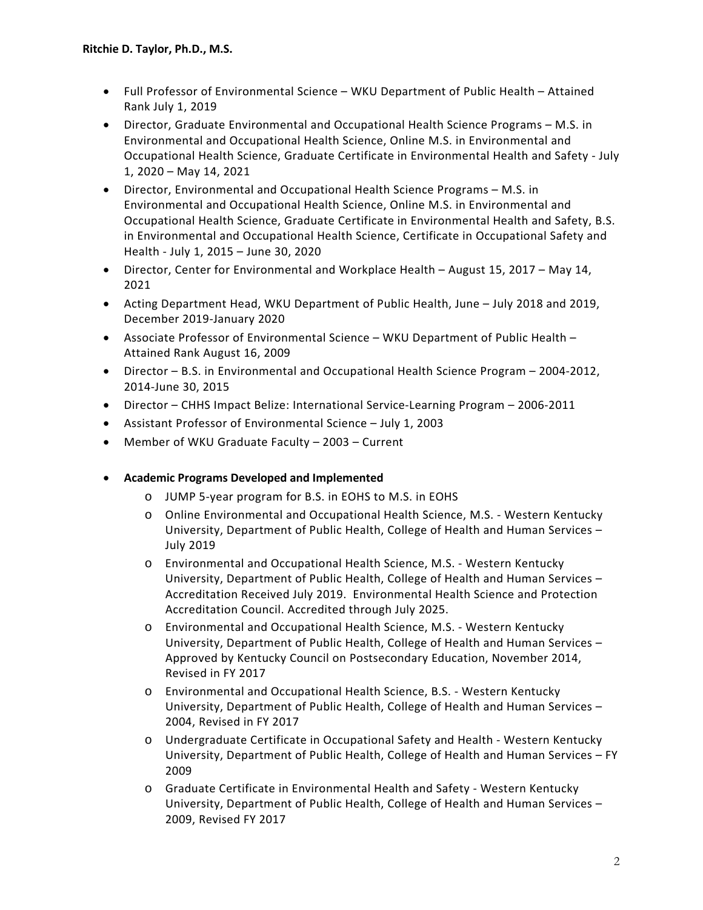- Full Professor of Environmental Science – WKU Department of Public Health – Attained Rank July 1, 2019
- Director, Graduate Environmental and Occupational Health Science Programs – M.S. in Environmental and Occupational Health Science, Online M.S. in Environmental and Occupational Health Science, Graduate Certificate in Environmental Health and Safety - July 1, 2020 – May 14, 2021
- Director, Environmental and Occupational Health Science Programs – M.S. in Environmental and Occupational Health Science, Online M.S. in Environmental and Occupational Health Science, Graduate Certificate in Environmental Health and Safety, B.S. in Environmental and Occupational Health Science, Certificate in Occupational Safety and Health - July 1, 2015 – June 30, 2020
- Director, Center for Environmental and Workplace Health – August 15, 2017 – May 14, 2021
- Acting Department Head, WKU Department of Public Health, June – July 2018 and 2019, December 2019-January 2020
- Associate Professor of Environmental Science – WKU Department of Public Health – Attained Rank August 16, 2009
- Director – B.S. in Environmental and Occupational Health Science Program – 2004-2012, 2014-June 30, 2015
- Director – CHHS Impact Belize: International Service-Learning Program – 2006-2011
- Assistant Professor of Environmental Science – July 1, 2003
- Member of WKU Graduate Faculty – 2003 – Current

- **Academic Programs Developed and Implemented**
  - JUMP 5-year program for B.S. in EOHS to M.S. in EOHS
  - Online Environmental and Occupational Health Science, M.S. - Western Kentucky University, Department of Public Health, College of Health and Human Services – July 2019
  - Environmental and Occupational Health Science, M.S. - Western Kentucky University, Department of Public Health, College of Health and Human Services – Accreditation Received July 2019. Environmental Health Science and Protection Accreditation Council. Accredited through July 2025.
  - Environmental and Occupational Health Science, M.S. - Western Kentucky University, Department of Public Health, College of Health and Human Services – Approved by Kentucky Council on Postsecondary Education, November 2014, Revised in FY 2017
  - Environmental and Occupational Health Science, B.S. - Western Kentucky University, Department of Public Health, College of Health and Human Services – 2004, Revised in FY 2017
  - Undergraduate Certificate in Occupational Safety and Health - Western Kentucky University, Department of Public Health, College of Health and Human Services – FY 2009
  - Graduate Certificate in Environmental Health and Safety - Western Kentucky University, Department of Public Health, College of Health and Human Services – 2009, Revised FY 2017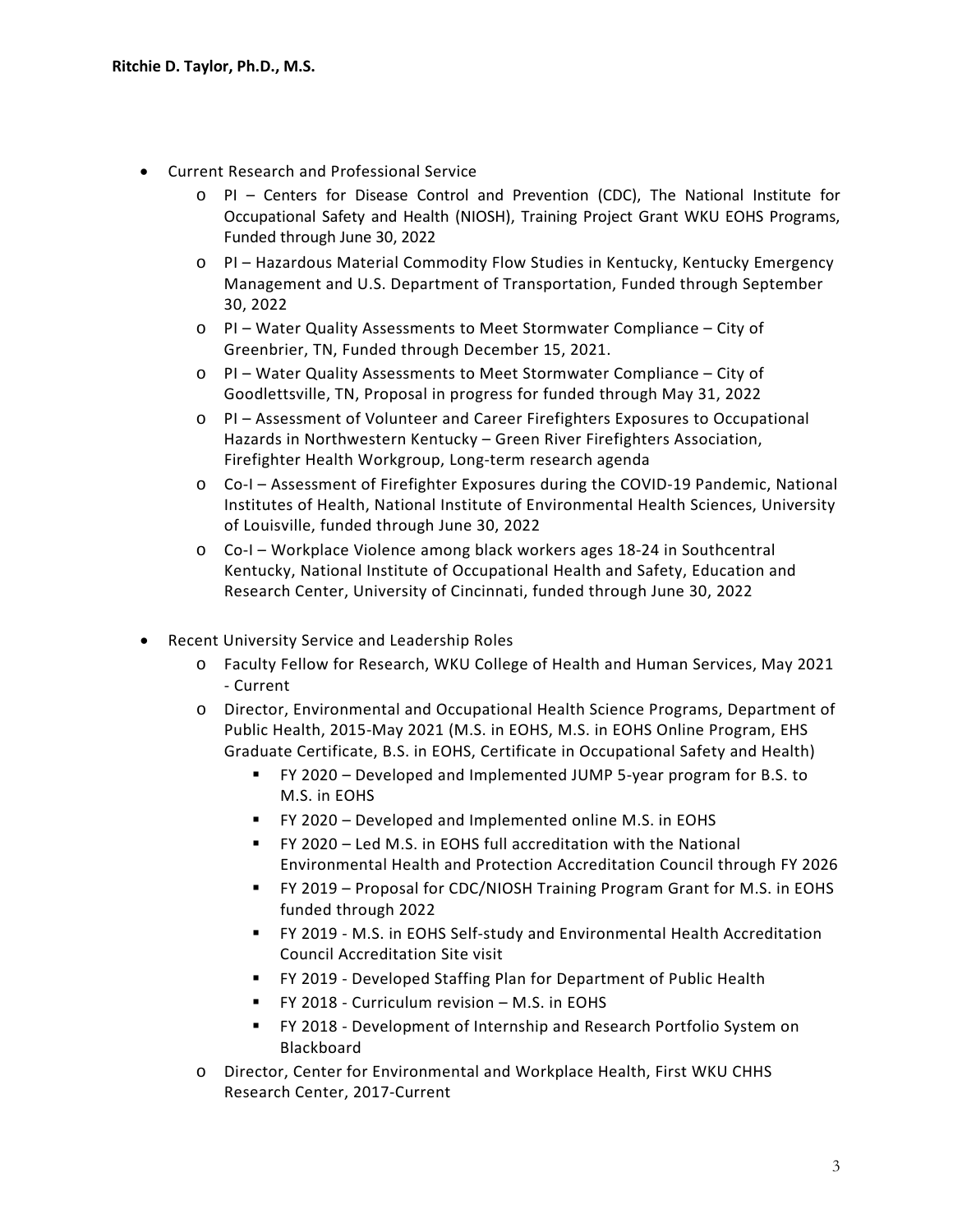- Current Research and Professional Service
  - PI – Centers for Disease Control and Prevention (CDC), The National Institute for Occupational Safety and Health (NIOSH), Training Project Grant WKU EOHS Programs, Funded through June 30, 2022
  - PI – Hazardous Material Commodity Flow Studies in Kentucky, Kentucky Emergency Management and U.S. Department of Transportation, Funded through September 30, 2022
  - PI – Water Quality Assessments to Meet Stormwater Compliance – City of Greenbrier, TN, Funded through December 15, 2021.
  - PI – Water Quality Assessments to Meet Stormwater Compliance – City of Goodlettsville, TN, Proposal in progress for funded through May 31, 2022
  - PI – Assessment of Volunteer and Career Firefighters Exposures to Occupational Hazards in Northwestern Kentucky – Green River Firefighters Association, Firefighter Health Workgroup, Long-term research agenda
  - Co-I – Assessment of Firefighter Exposures during the COVID-19 Pandemic, National Institutes of Health, National Institute of Environmental Health Sciences, University of Louisville, funded through June 30, 2022
  - Co-I – Workplace Violence among black workers ages 18-24 in Southcentral Kentucky, National Institute of Occupational Health and Safety, Education and Research Center, University of Cincinnati, funded through June 30, 2022

- Recent University Service and Leadership Roles
  - Faculty Fellow for Research, WKU College of Health and Human Services, May 2021 - Current
  - Director, Environmental and Occupational Health Science Programs, Department of Public Health, 2015-May 2021 (M.S. in EOHS, M.S. in EOHS Online Program, EHS Graduate Certificate, B.S. in EOHS, Certificate in Occupational Safety and Health)
    - FY 2020 – Developed and Implemented JUMP 5-year program for B.S. to M.S. in EOHS
    - FY 2020 – Developed and Implemented online M.S. in EOHS
    - FY 2020 – Led M.S. in EOHS full accreditation with the National Environmental Health and Protection Accreditation Council through FY 2026
    - FY 2019 – Proposal for CDC/NIOSH Training Program Grant for M.S. in EOHS funded through 2022
    - FY 2019 - M.S. in EOHS Self-study and Environmental Health Accreditation Council Accreditation Site visit
    - FY 2019 - Developed Staffing Plan for Department of Public Health
    - FY 2018 - Curriculum revision – M.S. in EOHS
    - FY 2018 - Development of Internship and Research Portfolio System on Blackboard
  - Director, Center for Environmental and Workplace Health, First WKU CHHS Research Center, 2017-Current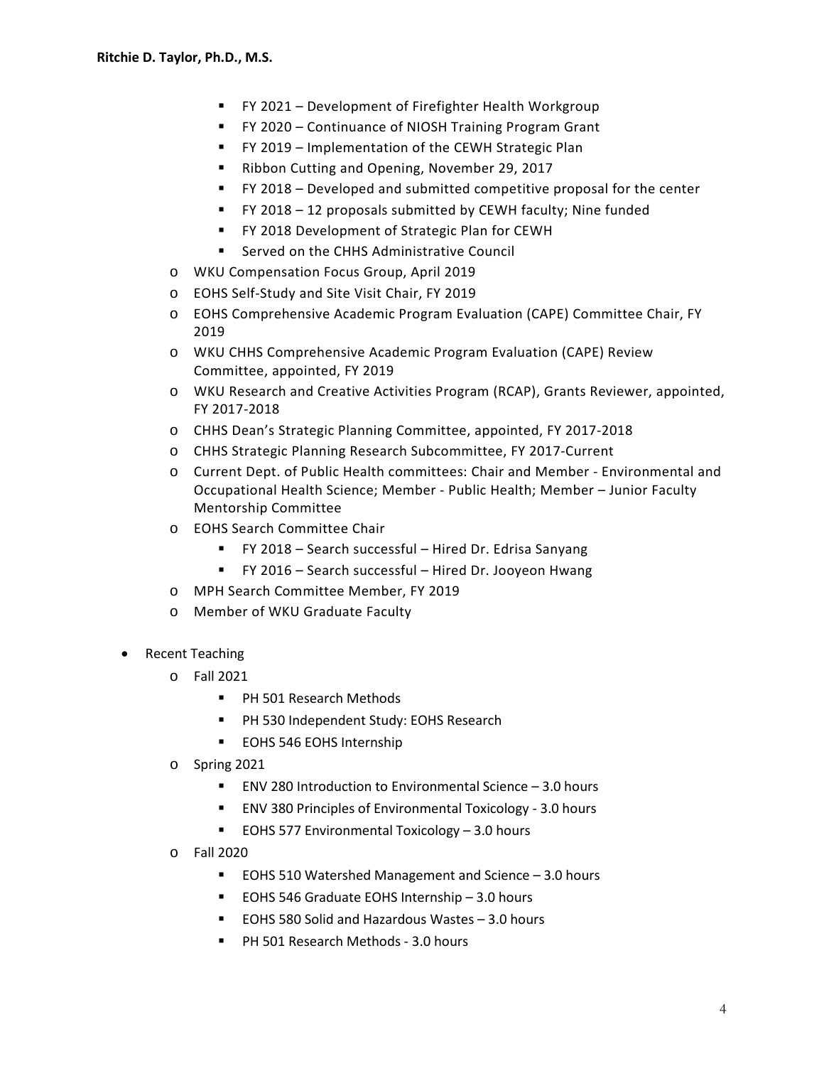- FY 2021 – Development of Firefighter Health Workgroup
            - FY 2020 – Continuance of NIOSH Training Program Grant
            - FY 2019 – Implementation of the CEWH Strategic Plan
            - Ribbon Cutting and Opening, November 29, 2017
            - FY 2018 – Developed and submitted competitive proposal for the center
            - FY 2018 – 12 proposals submitted by CEWH faculty; Nine funded
            - FY 2018 Development of Strategic Plan for CEWH
            - Served on the CHHS Administrative Council
    - WKU Compensation Focus Group, April 2019
    - EOHS Self-Study and Site Visit Chair, FY 2019
    - EOHS Comprehensive Academic Program Evaluation (CAPE) Committee Chair, FY 2019
    - WKU CHHS Comprehensive Academic Program Evaluation (CAPE) Review Committee, appointed, FY 2019
    - WKU Research and Creative Activities Program (RCAP), Grants Reviewer, appointed, FY 2017-2018
    - CHHS Dean's Strategic Planning Committee, appointed, FY 2017-2018
    - CHHS Strategic Planning Research Subcommittee, FY 2017-Current
    - Current Dept. of Public Health committees: Chair and Member - Environmental and Occupational Health Science; Member - Public Health; Member – Junior Faculty Mentorship Committee
    - EOHS Search Committee Chair
        - FY 2018 – Search successful – Hired Dr. Edrisa Sanyang
        - FY 2016 – Search successful – Hired Dr. Jooyeon Hwang
    - MPH Search Committee Member, FY 2019
    - Member of WKU Graduate Faculty

- Recent Teaching
    - Fall 2021
        - PH 501 Research Methods
        - PH 530 Independent Study: EOHS Research
        - EOHS 546 EOHS Internship
    - Spring 2021
        - ENV 280 Introduction to Environmental Science – 3.0 hours
        - ENV 380 Principles of Environmental Toxicology - 3.0 hours
        - EOHS 577 Environmental Toxicology – 3.0 hours
    - Fall 2020
        - EOHS 510 Watershed Management and Science – 3.0 hours
        - EOHS 546 Graduate EOHS Internship – 3.0 hours
        - EOHS 580 Solid and Hazardous Wastes – 3.0 hours
        - PH 501 Research Methods - 3.0 hours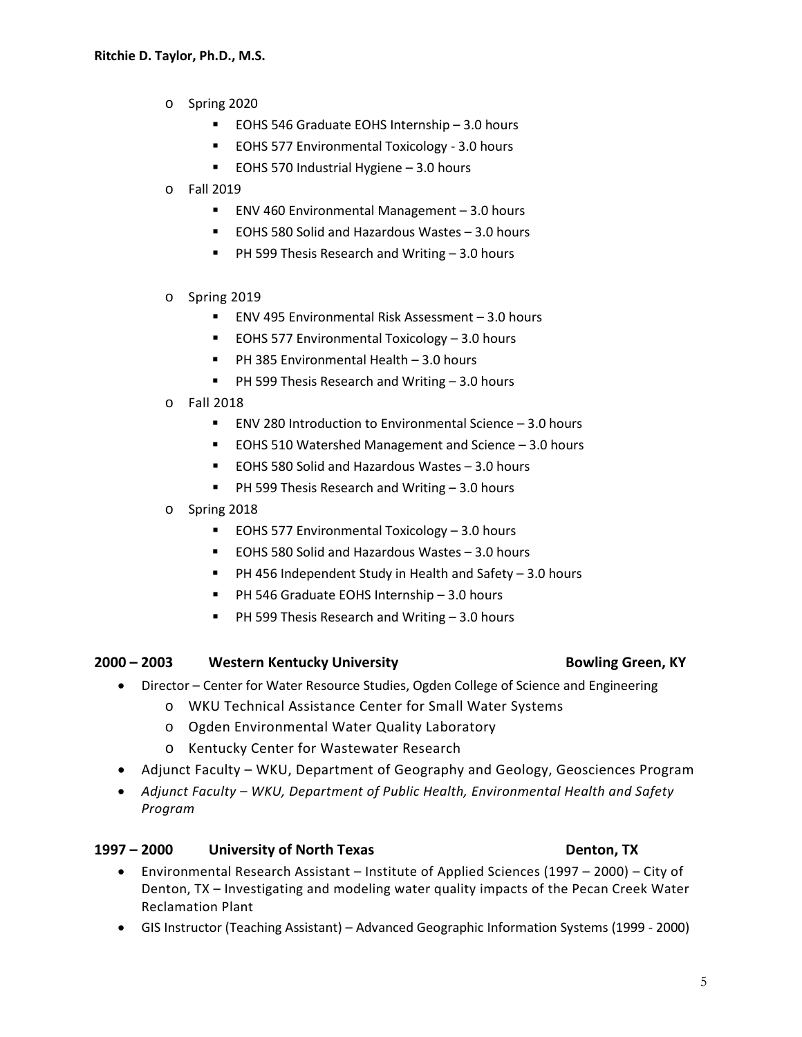- Spring 2020
  - EOHS 546 Graduate EOHS Internship – 3.0 hours
  - EOHS 577 Environmental Toxicology - 3.0 hours
  - EOHS 570 Industrial Hygiene – 3.0 hours
- Fall 2019
  - ENV 460 Environmental Management – 3.0 hours
  - EOHS 580 Solid and Hazardous Wastes – 3.0 hours
  - PH 599 Thesis Research and Writing – 3.0 hours
- Spring 2019
  - ENV 495 Environmental Risk Assessment – 3.0 hours
  - EOHS 577 Environmental Toxicology – 3.0 hours
  - PH 385 Environmental Health – 3.0 hours
  - PH 599 Thesis Research and Writing – 3.0 hours
- Fall 2018
  - ENV 280 Introduction to Environmental Science – 3.0 hours
  - EOHS 510 Watershed Management and Science – 3.0 hours
  - EOHS 580 Solid and Hazardous Wastes – 3.0 hours
  - PH 599 Thesis Research and Writing – 3.0 hours
- Spring 2018
  - EOHS 577 Environmental Toxicology – 3.0 hours
  - EOHS 580 Solid and Hazardous Wastes – 3.0 hours
  - PH 456 Independent Study in Health and Safety – 3.0 hours
  - PH 546 Graduate EOHS Internship – 3.0 hours
  - PH 599 Thesis Research and Writing – 3.0 hours

**2000 – 2003 Western Kentucky University Bowling Green, KY**

- Director – Center for Water Resource Studies, Ogden College of Science and Engineering
  - WKU Technical Assistance Center for Small Water Systems
  - Ogden Environmental Water Quality Laboratory
  - Kentucky Center for Wastewater Research
- Adjunct Faculty – WKU, Department of Geography and Geology, Geosciences Program
- *Adjunct Faculty – WKU, Department of Public Health, Environmental Health and Safety Program*

**1997 – 2000 University of North Texas Denton, TX**

- Environmental Research Assistant – Institute of Applied Sciences (1997 – 2000) – City of Denton, TX – Investigating and modeling water quality impacts of the Pecan Creek Water Reclamation Plant
- GIS Instructor (Teaching Assistant) – Advanced Geographic Information Systems (1999 - 2000)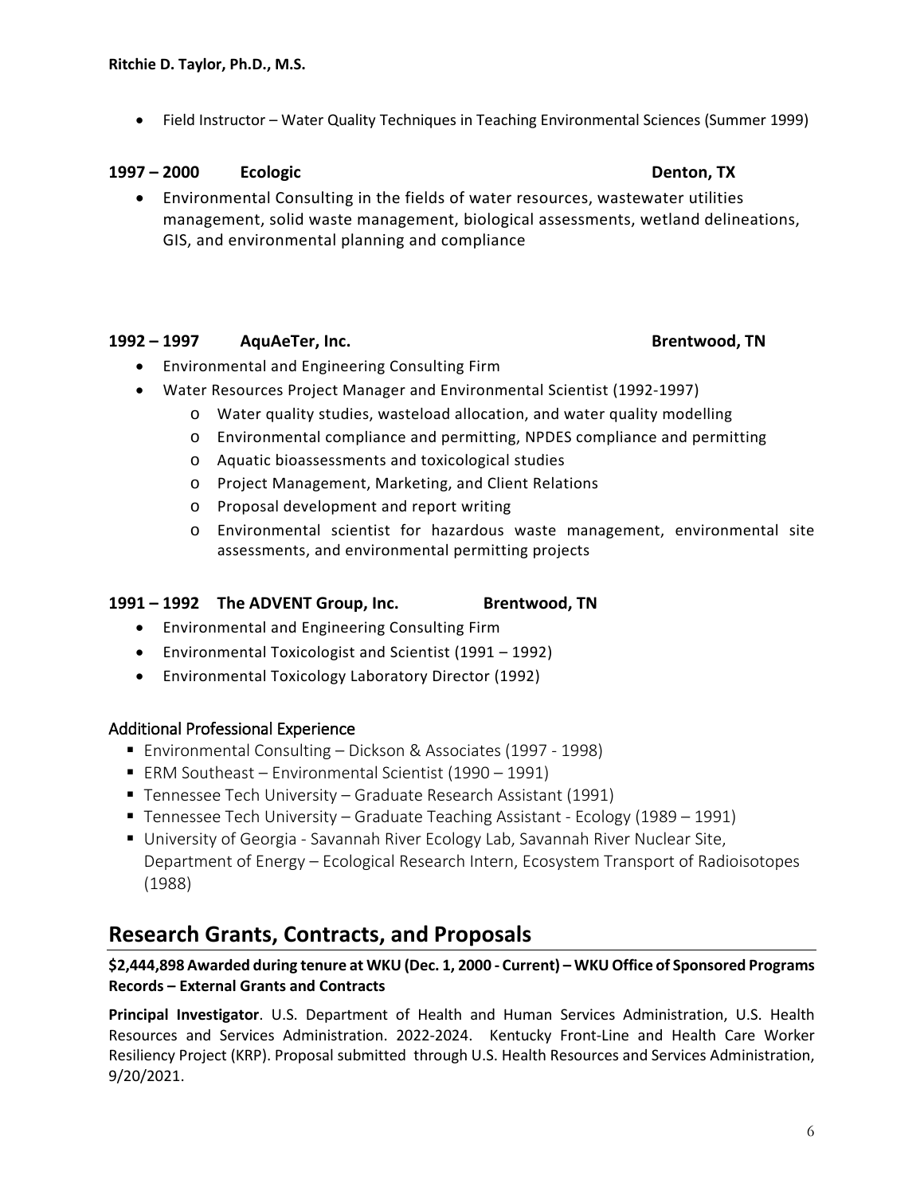- Field Instructor – Water Quality Techniques in Teaching Environmental Sciences (Summer 1999)

**1997 – 2000 Ecologic Denton, TX**

- Environmental Consulting in the fields of water resources, wastewater utilities management, solid waste management, biological assessments, wetland delineations, GIS, and environmental planning and compliance

**1992 – 1997 AquAeTer, Inc. Brentwood, TN**

- Environmental and Engineering Consulting Firm
- Water Resources Project Manager and Environmental Scientist (1992-1997)
  - Water quality studies, wasteload allocation, and water quality modelling
  - Environmental compliance and permitting, NPDES compliance and permitting
  - Aquatic bioassessments and toxicological studies
  - Project Management, Marketing, and Client Relations
  - Proposal development and report writing
  - Environmental scientist for hazardous waste management, environmental site assessments, and environmental permitting projects

**1991 – 1992 The ADVENT Group, Inc. Brentwood, TN**

- Environmental and Engineering Consulting Firm
- Environmental Toxicologist and Scientist (1991 – 1992)
- Environmental Toxicology Laboratory Director (1992)

### Additional Professional Experience

- Environmental Consulting – Dickson & Associates (1997 - 1998)
- ERM Southeast – Environmental Scientist (1990 – 1991)
- Tennessee Tech University – Graduate Research Assistant (1991)
- Tennessee Tech University – Graduate Teaching Assistant - Ecology (1989 – 1991)
- University of Georgia - Savannah River Ecology Lab, Savannah River Nuclear Site, Department of Energy – Ecological Research Intern, Ecosystem Transport of Radioisotopes (1988)

## Research Grants, Contracts, and Proposals

**$2,444,898 Awarded during tenure at WKU (Dec. 1, 2000 - Current) – WKU Office of Sponsored Programs Records – External Grants and Contracts**

**Principal Investigator**. U.S. Department of Health and Human Services Administration, U.S. Health Resources and Services Administration. 2022-2024. Kentucky Front-Line and Health Care Worker Resiliency Project (KRP). Proposal submitted through U.S. Health Resources and Services Administration, 9/20/2021.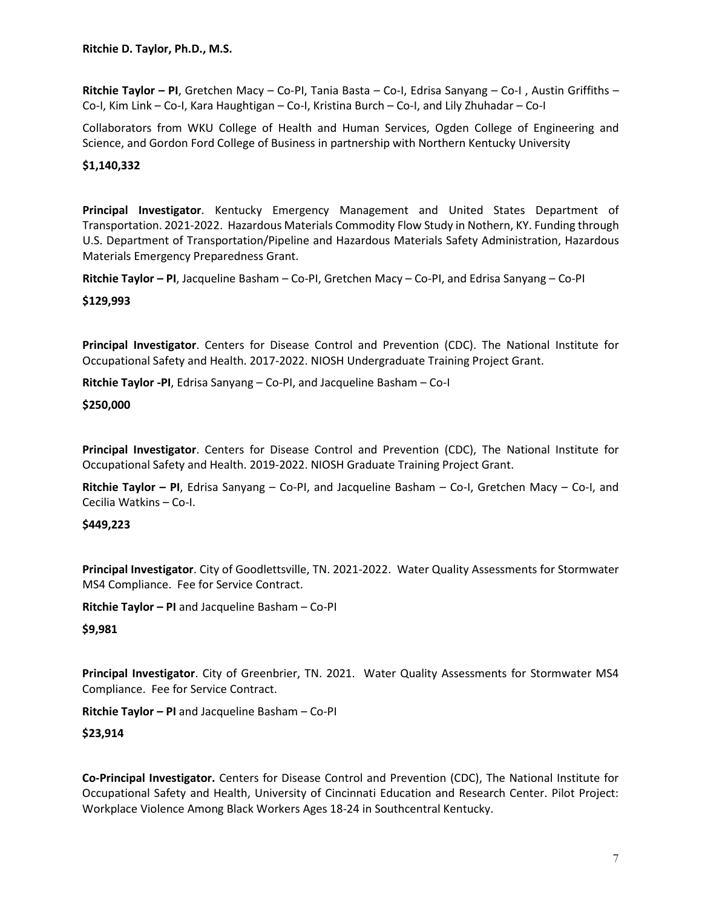**Ritchie D. Taylor, Ph.D., M.S.**

**Ritchie Taylor – PI**, Gretchen Macy – Co-PI, Tania Basta – Co-I, Edrisa Sanyang – Co-I , Austin Griffiths – Co-I, Kim Link – Co-I, Kara Haughtigan – Co-I, Kristina Burch – Co-I, and Lily Zhuhadar – Co-I

Collaborators from WKU College of Health and Human Services, Ogden College of Engineering and Science, and Gordon Ford College of Business in partnership with Northern Kentucky University

**$1,140,332**

**Principal Investigator**. Kentucky Emergency Management and United States Department of Transportation. 2021-2022. Hazardous Materials Commodity Flow Study in Nothern, KY. Funding through U.S. Department of Transportation/Pipeline and Hazardous Materials Safety Administration, Hazardous Materials Emergency Preparedness Grant.

**Ritchie Taylor – PI**, Jacqueline Basham – Co-PI, Gretchen Macy – Co-PI, and Edrisa Sanyang – Co-PI

**$129,993**

**Principal Investigator**. Centers for Disease Control and Prevention (CDC). The National Institute for Occupational Safety and Health. 2017-2022. NIOSH Undergraduate Training Project Grant.

**Ritchie Taylor -PI**, Edrisa Sanyang – Co-PI, and Jacqueline Basham – Co-I

**$250,000**

**Principal Investigator**. Centers for Disease Control and Prevention (CDC), The National Institute for Occupational Safety and Health. 2019-2022. NIOSH Graduate Training Project Grant.

**Ritchie Taylor – PI**, Edrisa Sanyang – Co-PI, and Jacqueline Basham – Co-I, Gretchen Macy – Co-I, and Cecilia Watkins – Co-I.

**$449,223**

**Principal Investigator**. City of Goodlettsville, TN. 2021-2022. Water Quality Assessments for Stormwater MS4 Compliance. Fee for Service Contract.

**Ritchie Taylor – PI** and Jacqueline Basham – Co-PI

**$9,981**

**Principal Investigator**. City of Greenbrier, TN. 2021. Water Quality Assessments for Stormwater MS4 Compliance. Fee for Service Contract.

**Ritchie Taylor – PI** and Jacqueline Basham – Co-PI

**$23,914**

**Co-Principal Investigator.** Centers for Disease Control and Prevention (CDC), The National Institute for Occupational Safety and Health, University of Cincinnati Education and Research Center. Pilot Project: Workplace Violence Among Black Workers Ages 18-24 in Southcentral Kentucky.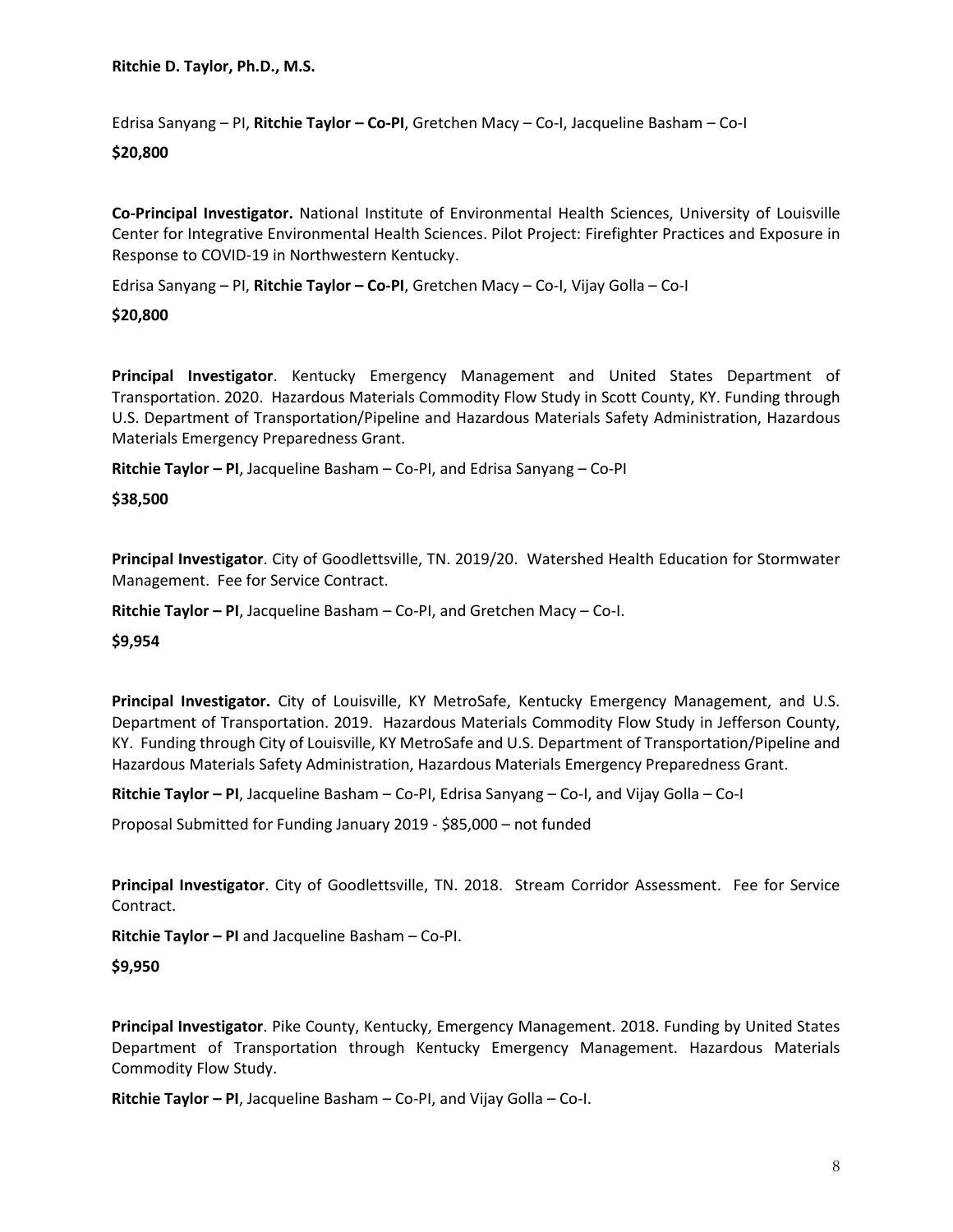Edrisa Sanyang – PI, **Ritchie Taylor – Co-PI**, Gretchen Macy – Co-I, Jacqueline Basham – Co-I

**$20,800**

**Co-Principal Investigator.** National Institute of Environmental Health Sciences, University of Louisville Center for Integrative Environmental Health Sciences. Pilot Project: Firefighter Practices and Exposure in Response to COVID-19 in Northwestern Kentucky.

Edrisa Sanyang – PI, **Ritchie Taylor – Co-PI**, Gretchen Macy – Co-I, Vijay Golla – Co-I

**$20,800**

**Principal Investigator**. Kentucky Emergency Management and United States Department of Transportation. 2020. Hazardous Materials Commodity Flow Study in Scott County, KY. Funding through U.S. Department of Transportation/Pipeline and Hazardous Materials Safety Administration, Hazardous Materials Emergency Preparedness Grant.

**Ritchie Taylor – PI**, Jacqueline Basham – Co-PI, and Edrisa Sanyang – Co-PI

**$38,500**

**Principal Investigator**. City of Goodlettsville, TN. 2019/20. Watershed Health Education for Stormwater Management. Fee for Service Contract.

**Ritchie Taylor – PI**, Jacqueline Basham – Co-PI, and Gretchen Macy – Co-I.

**$9,954**

**Principal Investigator.** City of Louisville, KY MetroSafe, Kentucky Emergency Management, and U.S. Department of Transportation. 2019. Hazardous Materials Commodity Flow Study in Jefferson County, KY. Funding through City of Louisville, KY MetroSafe and U.S. Department of Transportation/Pipeline and Hazardous Materials Safety Administration, Hazardous Materials Emergency Preparedness Grant.

**Ritchie Taylor – PI**, Jacqueline Basham – Co-PI, Edrisa Sanyang – Co-I, and Vijay Golla – Co-I

Proposal Submitted for Funding January 2019 - $85,000 – not funded

**Principal Investigator**. City of Goodlettsville, TN. 2018. Stream Corridor Assessment. Fee for Service Contract.

**Ritchie Taylor – PI** and Jacqueline Basham – Co-PI.

**$9,950**

**Principal Investigator**. Pike County, Kentucky, Emergency Management. 2018. Funding by United States Department of Transportation through Kentucky Emergency Management. Hazardous Materials Commodity Flow Study.

**Ritchie Taylor – PI**, Jacqueline Basham – Co-PI, and Vijay Golla – Co-I.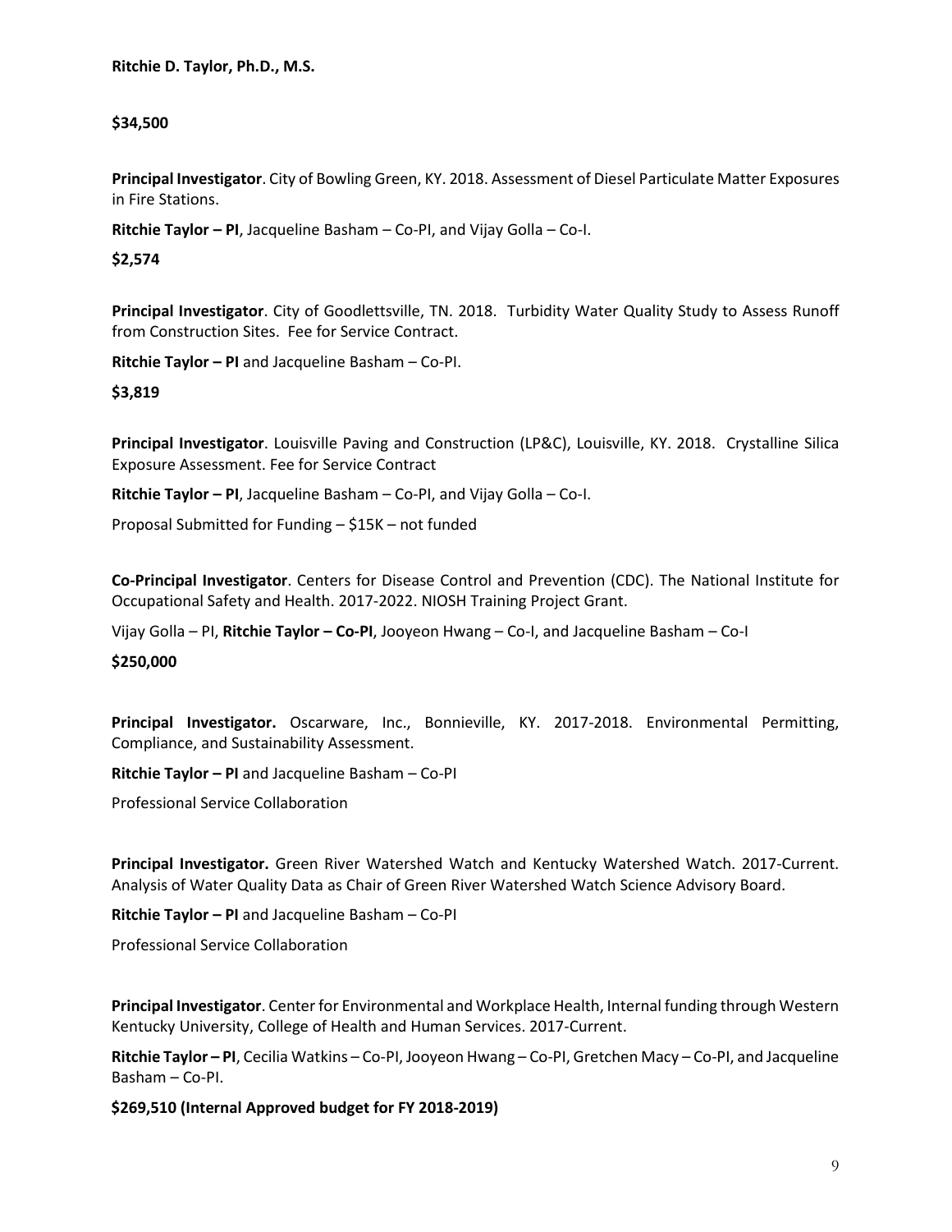**$34,500**

**Principal Investigator**. City of Bowling Green, KY. 2018. Assessment of Diesel Particulate Matter Exposures in Fire Stations.

**Ritchie Taylor – PI**, Jacqueline Basham – Co-PI, and Vijay Golla – Co-I.

**$2,574**

**Principal Investigator**. City of Goodlettsville, TN. 2018. Turbidity Water Quality Study to Assess Runoff from Construction Sites. Fee for Service Contract.

**Ritchie Taylor – PI** and Jacqueline Basham – Co-PI.

**$3,819**

**Principal Investigator**. Louisville Paving and Construction (LP&C), Louisville, KY. 2018. Crystalline Silica Exposure Assessment. Fee for Service Contract

**Ritchie Taylor – PI**, Jacqueline Basham – Co-PI, and Vijay Golla – Co-I.

Proposal Submitted for Funding – $15K – not funded

**Co-Principal Investigator**. Centers for Disease Control and Prevention (CDC). The National Institute for Occupational Safety and Health. 2017-2022. NIOSH Training Project Grant.

Vijay Golla – PI, **Ritchie Taylor – Co-PI**, Jooyeon Hwang – Co-I, and Jacqueline Basham – Co-I

**$250,000**

**Principal Investigator.** Oscarware, Inc., Bonnieville, KY. 2017-2018. Environmental Permitting, Compliance, and Sustainability Assessment.

**Ritchie Taylor – PI** and Jacqueline Basham – Co-PI

Professional Service Collaboration

**Principal Investigator.** Green River Watershed Watch and Kentucky Watershed Watch. 2017-Current. Analysis of Water Quality Data as Chair of Green River Watershed Watch Science Advisory Board.

**Ritchie Taylor – PI** and Jacqueline Basham – Co-PI

Professional Service Collaboration

**Principal Investigator**. Center for Environmental and Workplace Health, Internal funding through Western Kentucky University, College of Health and Human Services. 2017-Current.

**Ritchie Taylor – PI**, Cecilia Watkins – Co-PI, Jooyeon Hwang – Co-PI, Gretchen Macy – Co-PI, and Jacqueline Basham – Co-PI.

**$269,510 (Internal Approved budget for FY 2018-2019)**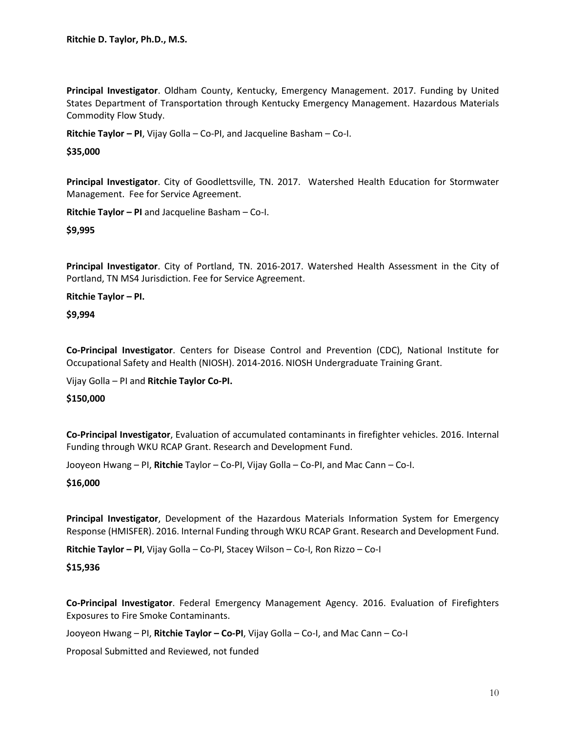**Principal Investigator**. Oldham County, Kentucky, Emergency Management. 2017. Funding by United States Department of Transportation through Kentucky Emergency Management. Hazardous Materials Commodity Flow Study.

**Ritchie Taylor – PI**, Vijay Golla – Co-PI, and Jacqueline Basham – Co-I.

**$35,000**

**Principal Investigator**. City of Goodlettsville, TN. 2017. Watershed Health Education for Stormwater Management. Fee for Service Agreement.

**Ritchie Taylor – PI** and Jacqueline Basham – Co-I.

**$9,995**

**Principal Investigator**. City of Portland, TN. 2016-2017. Watershed Health Assessment in the City of Portland, TN MS4 Jurisdiction. Fee for Service Agreement.

**Ritchie Taylor – PI.**

**$9,994**

**Co-Principal Investigator**. Centers for Disease Control and Prevention (CDC), National Institute for Occupational Safety and Health (NIOSH). 2014-2016. NIOSH Undergraduate Training Grant.

Vijay Golla – PI and **Ritchie Taylor Co-PI.**

**$150,000**

**Co-Principal Investigator**, Evaluation of accumulated contaminants in firefighter vehicles. 2016. Internal Funding through WKU RCAP Grant. Research and Development Fund.

Jooyeon Hwang – PI, **Ritchie** Taylor – Co-PI, Vijay Golla – Co-PI, and Mac Cann – Co-I.

**$16,000**

**Principal Investigator**, Development of the Hazardous Materials Information System for Emergency Response (HMISFER). 2016. Internal Funding through WKU RCAP Grant. Research and Development Fund.

**Ritchie Taylor – PI**, Vijay Golla – Co-PI, Stacey Wilson – Co-I, Ron Rizzo – Co-I

**$15,936**

**Co-Principal Investigator**. Federal Emergency Management Agency. 2016. Evaluation of Firefighters Exposures to Fire Smoke Contaminants.

Jooyeon Hwang – PI, **Ritchie Taylor – Co-PI**, Vijay Golla – Co-I, and Mac Cann – Co-I

Proposal Submitted and Reviewed, not funded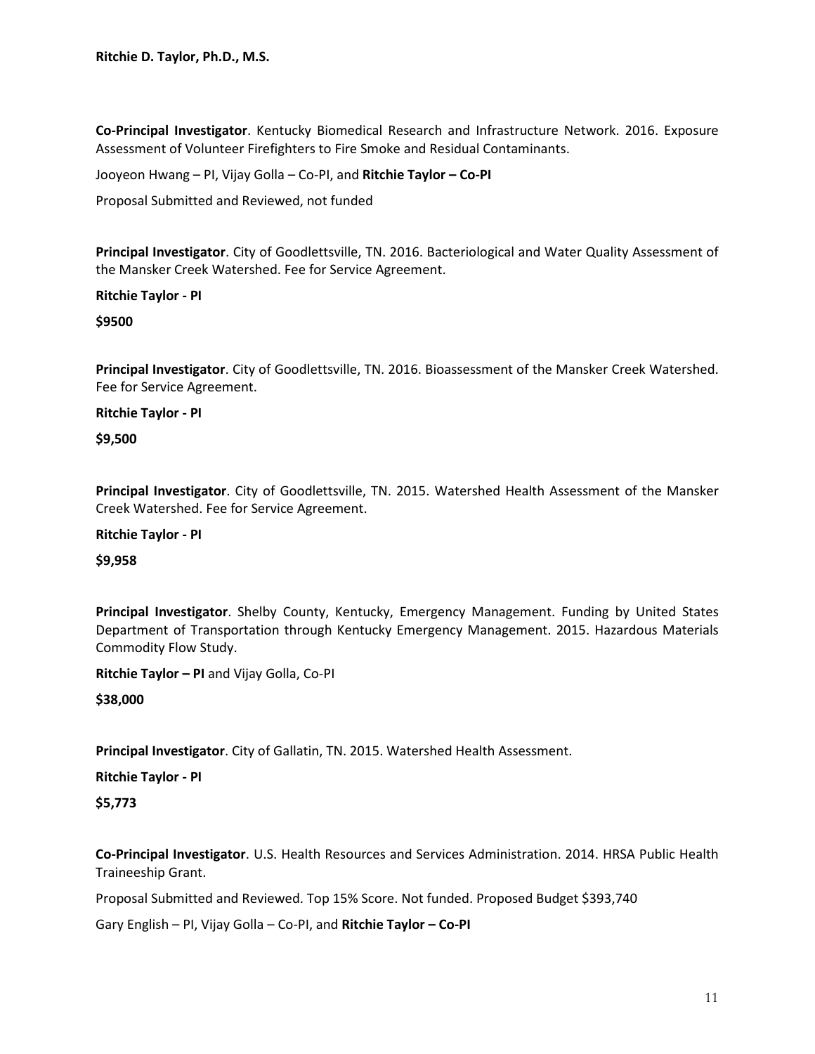**Co-Principal Investigator**. Kentucky Biomedical Research and Infrastructure Network. 2016. Exposure Assessment of Volunteer Firefighters to Fire Smoke and Residual Contaminants.

Jooyeon Hwang – PI, Vijay Golla – Co-PI, and **Ritchie Taylor – Co-PI**

Proposal Submitted and Reviewed, not funded

**Principal Investigator**. City of Goodlettsville, TN. 2016. Bacteriological and Water Quality Assessment of the Mansker Creek Watershed. Fee for Service Agreement.

**Ritchie Taylor - PI**

**$9500**

**Principal Investigator**. City of Goodlettsville, TN. 2016. Bioassessment of the Mansker Creek Watershed. Fee for Service Agreement.

**Ritchie Taylor - PI**

**$9,500**

**Principal Investigator**. City of Goodlettsville, TN. 2015. Watershed Health Assessment of the Mansker Creek Watershed. Fee for Service Agreement.

**Ritchie Taylor - PI**

**$9,958**

**Principal Investigator**. Shelby County, Kentucky, Emergency Management. Funding by United States Department of Transportation through Kentucky Emergency Management. 2015. Hazardous Materials Commodity Flow Study.

**Ritchie Taylor – PI** and Vijay Golla, Co-PI

**$38,000**

**Principal Investigator**. City of Gallatin, TN. 2015. Watershed Health Assessment.

**Ritchie Taylor - PI**

**$5,773**

**Co-Principal Investigator**. U.S. Health Resources and Services Administration. 2014. HRSA Public Health Traineeship Grant.

Proposal Submitted and Reviewed. Top 15% Score. Not funded. Proposed Budget $393,740

Gary English – PI, Vijay Golla – Co-PI, and **Ritchie Taylor – Co-PI**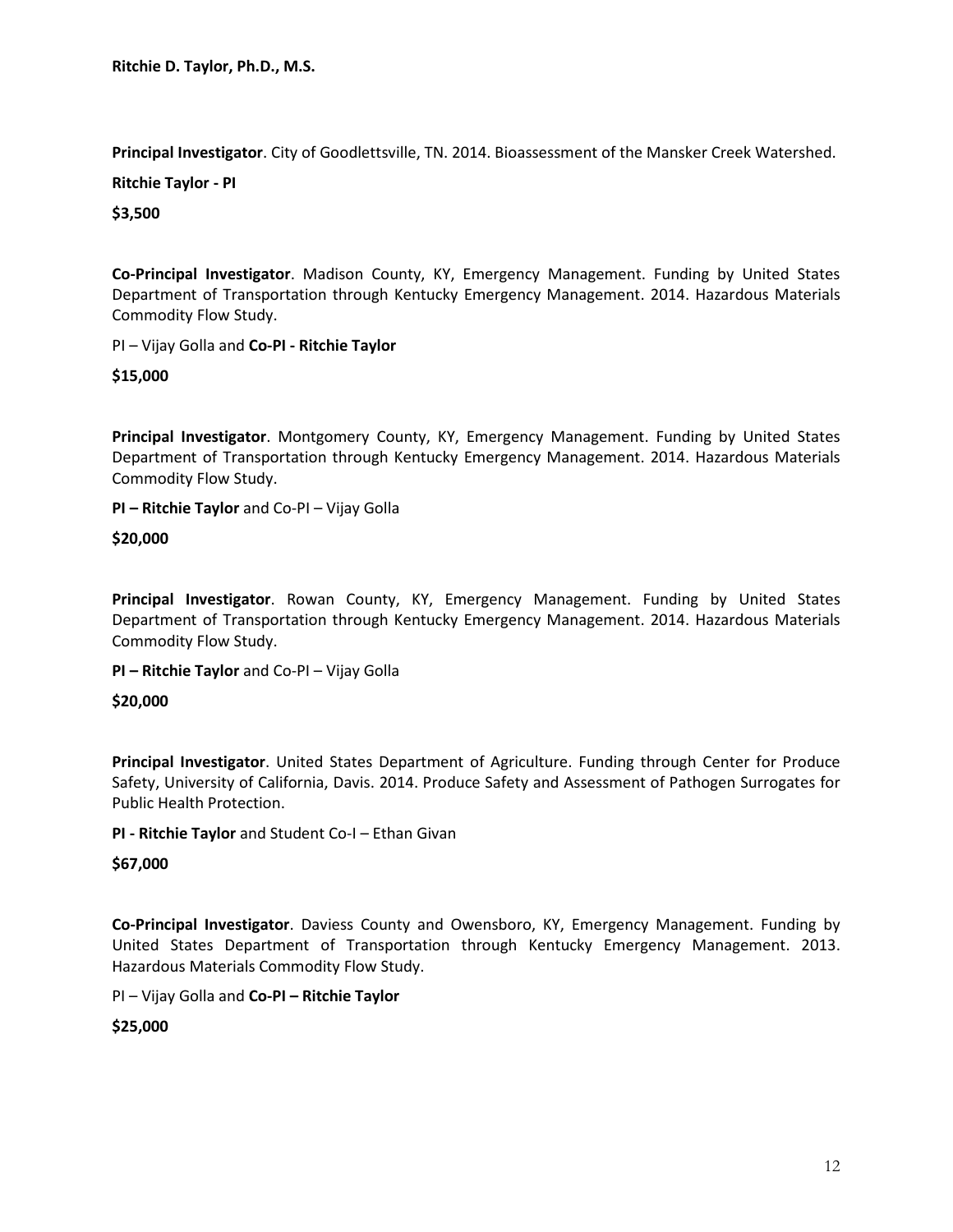**Principal Investigator**. City of Goodlettsville, TN. 2014. Bioassessment of the Mansker Creek Watershed.

**Ritchie Taylor - PI**

**$3,500**

**Co-Principal Investigator**. Madison County, KY, Emergency Management. Funding by United States Department of Transportation through Kentucky Emergency Management. 2014. Hazardous Materials Commodity Flow Study.

PI – Vijay Golla and **Co-PI - Ritchie Taylor**

**$15,000**

**Principal Investigator**. Montgomery County, KY, Emergency Management. Funding by United States Department of Transportation through Kentucky Emergency Management. 2014. Hazardous Materials Commodity Flow Study.

**PI – Ritchie Taylor** and Co-PI – Vijay Golla

**$20,000**

**Principal Investigator**. Rowan County, KY, Emergency Management. Funding by United States Department of Transportation through Kentucky Emergency Management. 2014. Hazardous Materials Commodity Flow Study.

**PI – Ritchie Taylor** and Co-PI – Vijay Golla

**$20,000**

**Principal Investigator**. United States Department of Agriculture. Funding through Center for Produce Safety, University of California, Davis. 2014. Produce Safety and Assessment of Pathogen Surrogates for Public Health Protection.

**PI - Ritchie Taylor** and Student Co-I – Ethan Givan

**$67,000**

**Co-Principal Investigator**. Daviess County and Owensboro, KY, Emergency Management. Funding by United States Department of Transportation through Kentucky Emergency Management. 2013. Hazardous Materials Commodity Flow Study.

PI – Vijay Golla and **Co-PI – Ritchie Taylor**

**$25,000**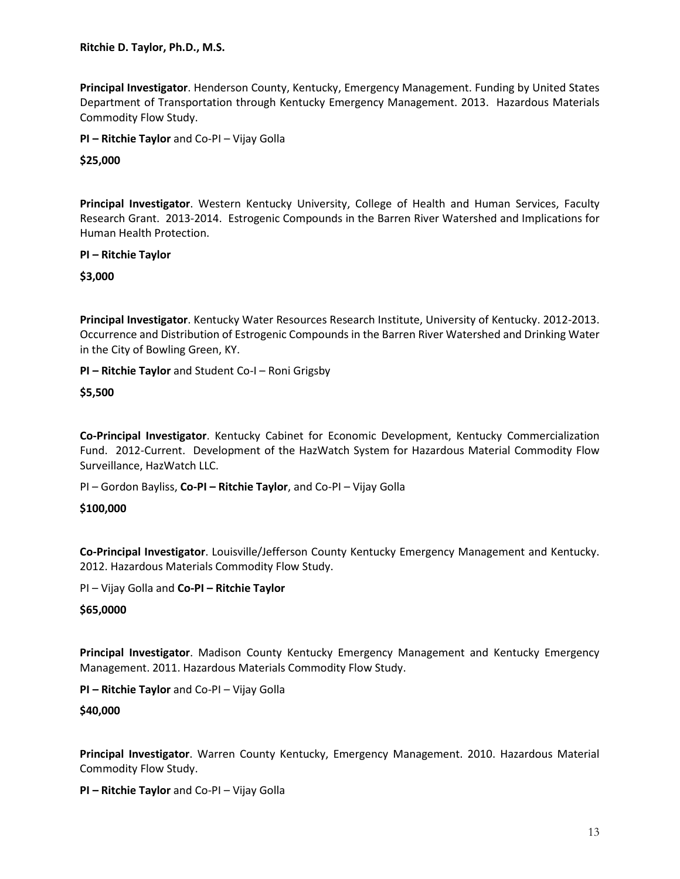**Principal Investigator**. Henderson County, Kentucky, Emergency Management. Funding by United States Department of Transportation through Kentucky Emergency Management. 2013. Hazardous Materials Commodity Flow Study.

**PI – Ritchie Taylor** and Co-PI – Vijay Golla

**$25,000**

**Principal Investigator**. Western Kentucky University, College of Health and Human Services, Faculty Research Grant. 2013-2014. Estrogenic Compounds in the Barren River Watershed and Implications for Human Health Protection.

**PI – Ritchie Taylor**

**$3,000**

**Principal Investigator**. Kentucky Water Resources Research Institute, University of Kentucky. 2012-2013. Occurrence and Distribution of Estrogenic Compounds in the Barren River Watershed and Drinking Water in the City of Bowling Green, KY.

**PI – Ritchie Taylor** and Student Co-I – Roni Grigsby

**$5,500**

**Co-Principal Investigator**. Kentucky Cabinet for Economic Development, Kentucky Commercialization Fund. 2012-Current. Development of the HazWatch System for Hazardous Material Commodity Flow Surveillance, HazWatch LLC.

PI – Gordon Bayliss, **Co-PI – Ritchie Taylor**, and Co-PI – Vijay Golla

**$100,000**

**Co-Principal Investigator**. Louisville/Jefferson County Kentucky Emergency Management and Kentucky. 2012. Hazardous Materials Commodity Flow Study.

PI – Vijay Golla and **Co-PI – Ritchie Taylor**

**$65,0000**

**Principal Investigator**. Madison County Kentucky Emergency Management and Kentucky Emergency Management. 2011. Hazardous Materials Commodity Flow Study.

**PI – Ritchie Taylor** and Co-PI – Vijay Golla

**$40,000**

**Principal Investigator**. Warren County Kentucky, Emergency Management. 2010. Hazardous Material Commodity Flow Study.

**PI – Ritchie Taylor** and Co-PI – Vijay Golla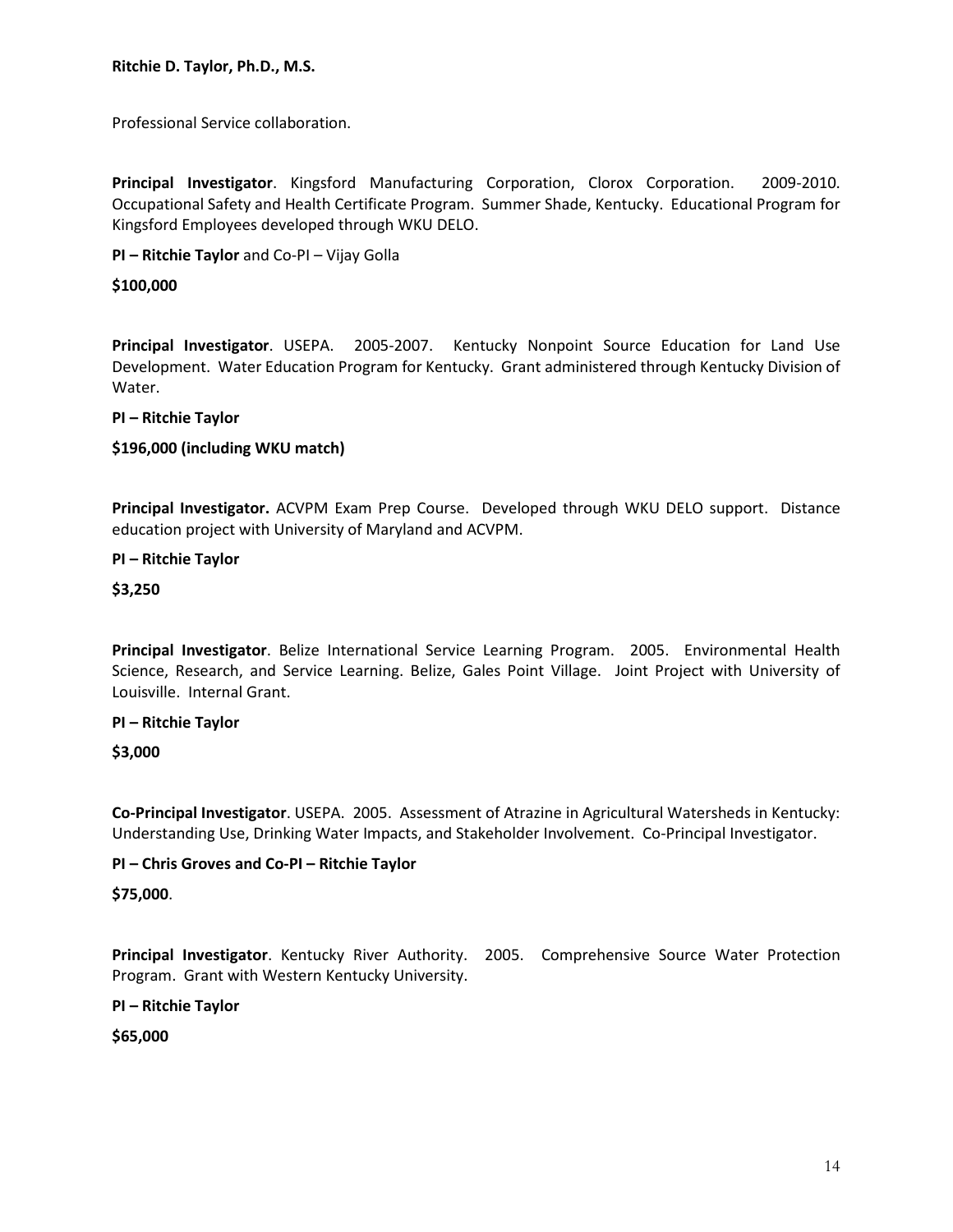Professional Service collaboration.

**Principal Investigator**. Kingsford Manufacturing Corporation, Clorox Corporation. 2009-2010. Occupational Safety and Health Certificate Program. Summer Shade, Kentucky. Educational Program for Kingsford Employees developed through WKU DELO.

**PI – Ritchie Taylor** and Co-PI – Vijay Golla

**$100,000**

**Principal Investigator**. USEPA. 2005-2007. Kentucky Nonpoint Source Education for Land Use Development. Water Education Program for Kentucky. Grant administered through Kentucky Division of Water.

**PI – Ritchie Taylor**

**$196,000 (including WKU match)**

**Principal Investigator.** ACVPM Exam Prep Course. Developed through WKU DELO support. Distance education project with University of Maryland and ACVPM.

**PI – Ritchie Taylor**

**$3,250**

**Principal Investigator**. Belize International Service Learning Program. 2005. Environmental Health Science, Research, and Service Learning. Belize, Gales Point Village. Joint Project with University of Louisville. Internal Grant.

**PI – Ritchie Taylor**

**$3,000**

**Co-Principal Investigator**. USEPA. 2005. Assessment of Atrazine in Agricultural Watersheds in Kentucky: Understanding Use, Drinking Water Impacts, and Stakeholder Involvement. Co-Principal Investigator.

**PI – Chris Groves and Co-PI – Ritchie Taylor**

**$75,000**.

**Principal Investigator**. Kentucky River Authority. 2005. Comprehensive Source Water Protection Program. Grant with Western Kentucky University.

**PI – Ritchie Taylor**

**$65,000**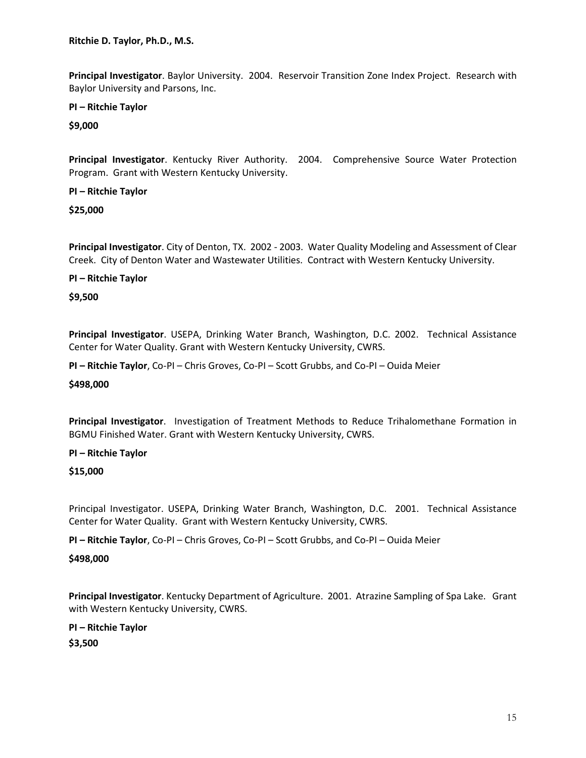**Ritchie D. Taylor, Ph.D., M.S.**

**Principal Investigator**. Baylor University. 2004. Reservoir Transition Zone Index Project. Research with Baylor University and Parsons, Inc.

**PI – Ritchie Taylor**

**$9,000**

**Principal Investigator**. Kentucky River Authority. 2004. Comprehensive Source Water Protection Program. Grant with Western Kentucky University.

**PI – Ritchie Taylor**

**$25,000**

**Principal Investigator**. City of Denton, TX. 2002 - 2003. Water Quality Modeling and Assessment of Clear Creek. City of Denton Water and Wastewater Utilities. Contract with Western Kentucky University.

**PI – Ritchie Taylor**

**$9,500**

**Principal Investigator**. USEPA, Drinking Water Branch, Washington, D.C. 2002. Technical Assistance Center for Water Quality. Grant with Western Kentucky University, CWRS.

**PI – Ritchie Taylor**, Co-PI – Chris Groves, Co-PI – Scott Grubbs, and Co-PI – Ouida Meier

**$498,000**

**Principal Investigator**. Investigation of Treatment Methods to Reduce Trihalomethane Formation in BGMU Finished Water. Grant with Western Kentucky University, CWRS.

**PI – Ritchie Taylor**

**$15,000**

Principal Investigator. USEPA, Drinking Water Branch, Washington, D.C. 2001. Technical Assistance Center for Water Quality. Grant with Western Kentucky University, CWRS.

**PI – Ritchie Taylor**, Co-PI – Chris Groves, Co-PI – Scott Grubbs, and Co-PI – Ouida Meier

**$498,000**

**Principal Investigator**. Kentucky Department of Agriculture. 2001. Atrazine Sampling of Spa Lake. Grant with Western Kentucky University, CWRS.

**PI – Ritchie Taylor**

**$3,500**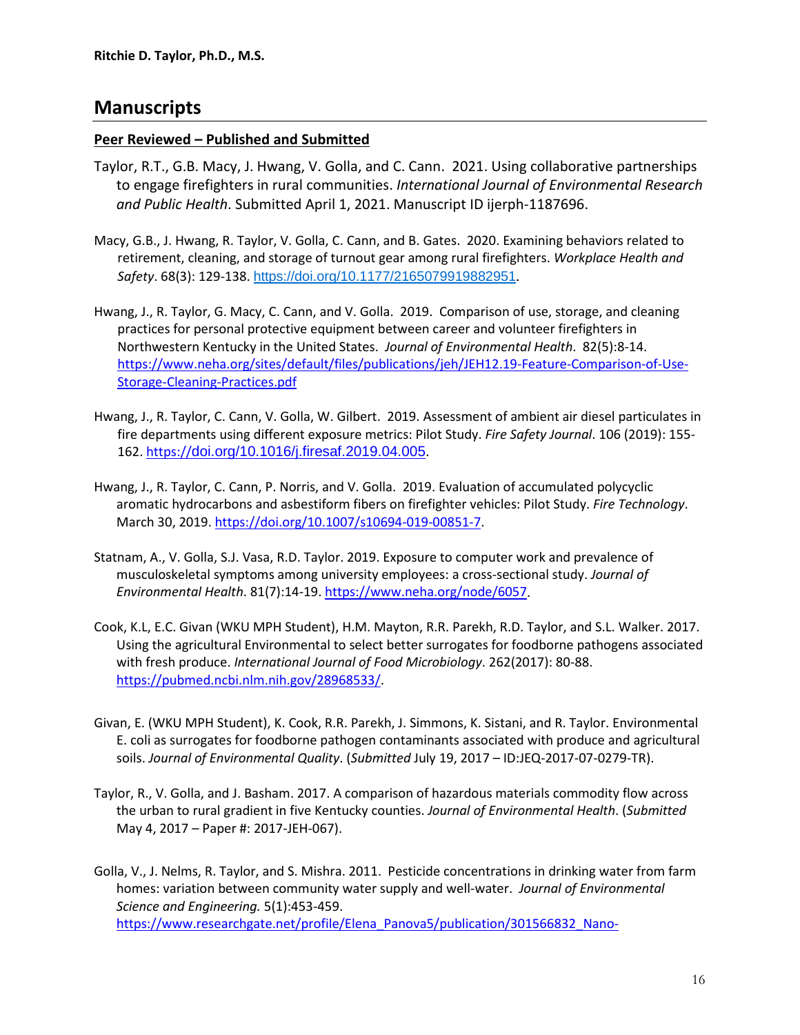## Manuscripts

**Peer Reviewed – Published and Submitted**

Taylor, R.T., G.B. Macy, J. Hwang, V. Golla, and C. Cann. 2021. Using collaborative partnerships to engage firefighters in rural communities. *International Journal of Environmental Research and Public Health*. Submitted April 1, 2021. Manuscript ID ijerph-1187696.

Macy, G.B., J. Hwang, R. Taylor, V. Golla, C. Cann, and B. Gates. 2020. Examining behaviors related to retirement, cleaning, and storage of turnout gear among rural firefighters. *Workplace Health and Safety*. 68(3): 129-138. https://doi.org/10.1177/2165079919882951.

Hwang, J., R. Taylor, G. Macy, C. Cann, and V. Golla. 2019. Comparison of use, storage, and cleaning practices for personal protective equipment between career and volunteer firefighters in Northwestern Kentucky in the United States. *Journal of Environmental Health*. 82(5):8-14. https://www.neha.org/sites/default/files/publications/jeh/JEH12.19-Feature-Comparison-of-Use-Storage-Cleaning-Practices.pdf

Hwang, J., R. Taylor, C. Cann, V. Golla, W. Gilbert. 2019. Assessment of ambient air diesel particulates in fire departments using different exposure metrics: Pilot Study. *Fire Safety Journal*. 106 (2019): 155-162. https://doi.org/10.1016/j.firesaf.2019.04.005.

Hwang, J., R. Taylor, C. Cann, P. Norris, and V. Golla. 2019. Evaluation of accumulated polycyclic aromatic hydrocarbons and asbestiform fibers on firefighter vehicles: Pilot Study. *Fire Technology*. March 30, 2019. https://doi.org/10.1007/s10694-019-00851-7.

Statnam, A., V. Golla, S.J. Vasa, R.D. Taylor. 2019. Exposure to computer work and prevalence of musculoskeletal symptoms among university employees: a cross-sectional study. *Journal of Environmental Health*. 81(7):14-19. https://www.neha.org/node/6057.

Cook, K.L, E.C. Givan (WKU MPH Student), H.M. Mayton, R.R. Parekh, R.D. Taylor, and S.L. Walker. 2017. Using the agricultural Environmental to select better surrogates for foodborne pathogens associated with fresh produce. *International Journal of Food Microbiology*. 262(2017): 80-88. https://pubmed.ncbi.nlm.nih.gov/28968533/.

Givan, E. (WKU MPH Student), K. Cook, R.R. Parekh, J. Simmons, K. Sistani, and R. Taylor. Environmental E. coli as surrogates for foodborne pathogen contaminants associated with produce and agricultural soils. *Journal of Environmental Quality*. (*Submitted* July 19, 2017 – ID:JEQ-2017-07-0279-TR).

Taylor, R., V. Golla, and J. Basham. 2017. A comparison of hazardous materials commodity flow across the urban to rural gradient in five Kentucky counties. *Journal of Environmental Health*. (*Submitted* May 4, 2017 – Paper #: 2017-JEH-067).

Golla, V., J. Nelms, R. Taylor, and S. Mishra. 2011. Pesticide concentrations in drinking water from farm homes: variation between community water supply and well-water. *Journal of Environmental Science and Engineering.* 5(1):453-459. https://www.researchgate.net/profile/Elena_Panova5/publication/301566832_Nano-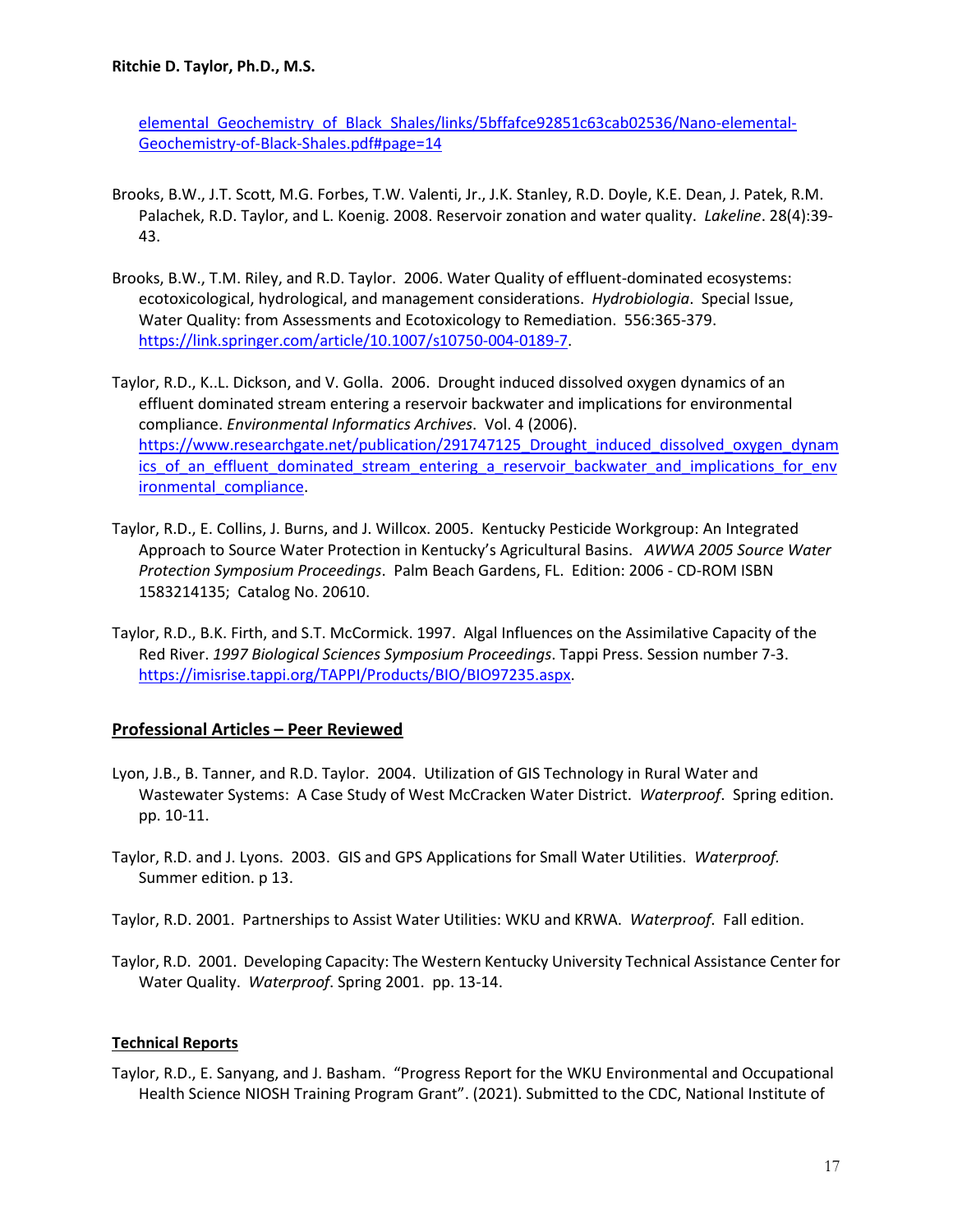elemental_Geochemistry_of_Black_Shales/links/5bffafce92851c63cab02536/Nano-elemental-Geochemistry-of-Black-Shales.pdf#page=14

Brooks, B.W., J.T. Scott, M.G. Forbes, T.W. Valenti, Jr., J.K. Stanley, R.D. Doyle, K.E. Dean, J. Patek, R.M. Palachek, R.D. Taylor, and L. Koenig. 2008. Reservoir zonation and water quality. *Lakeline*. 28(4):39-43.

Brooks, B.W., T.M. Riley, and R.D. Taylor. 2006. Water Quality of effluent-dominated ecosystems: ecotoxicological, hydrological, and management considerations. *Hydrobiologia*. Special Issue, Water Quality: from Assessments and Ecotoxicology to Remediation. 556:365-379. https://link.springer.com/article/10.1007/s10750-004-0189-7.

Taylor, R.D., K..L. Dickson, and V. Golla. 2006. Drought induced dissolved oxygen dynamics of an effluent dominated stream entering a reservoir backwater and implications for environmental compliance. *Environmental Informatics Archives*. Vol. 4 (2006). https://www.researchgate.net/publication/291747125_Drought_induced_dissolved_oxygen_dynamics_of_an_effluent_dominated_stream_entering_a_reservoir_backwater_and_implications_for_environmental_compliance.

Taylor, R.D., E. Collins, J. Burns, and J. Willcox. 2005. Kentucky Pesticide Workgroup: An Integrated Approach to Source Water Protection in Kentucky's Agricultural Basins. *AWWA 2005 Source Water Protection Symposium Proceedings*. Palm Beach Gardens, FL. Edition: 2006 - CD-ROM ISBN 1583214135; Catalog No. 20610.

Taylor, R.D., B.K. Firth, and S.T. McCormick. 1997. Algal Influences on the Assimilative Capacity of the Red River. *1997 Biological Sciences Symposium Proceedings*. Tappi Press. Session number 7-3. https://imisrise.tappi.org/TAPPI/Products/BIO/BIO97235.aspx.

## Professional Articles – Peer Reviewed

Lyon, J.B., B. Tanner, and R.D. Taylor. 2004. Utilization of GIS Technology in Rural Water and Wastewater Systems: A Case Study of West McCracken Water District. *Waterproof*. Spring edition. pp. 10-11.

Taylor, R.D. and J. Lyons. 2003. GIS and GPS Applications for Small Water Utilities. *Waterproof.* Summer edition. p 13.

Taylor, R.D. 2001. Partnerships to Assist Water Utilities: WKU and KRWA. *Waterproof*. Fall edition.

Taylor, R.D. 2001. Developing Capacity: The Western Kentucky University Technical Assistance Center for Water Quality. *Waterproof*. Spring 2001. pp. 13-14.

## Technical Reports

Taylor, R.D., E. Sanyang, and J. Basham. "Progress Report for the WKU Environmental and Occupational Health Science NIOSH Training Program Grant". (2021). Submitted to the CDC, National Institute of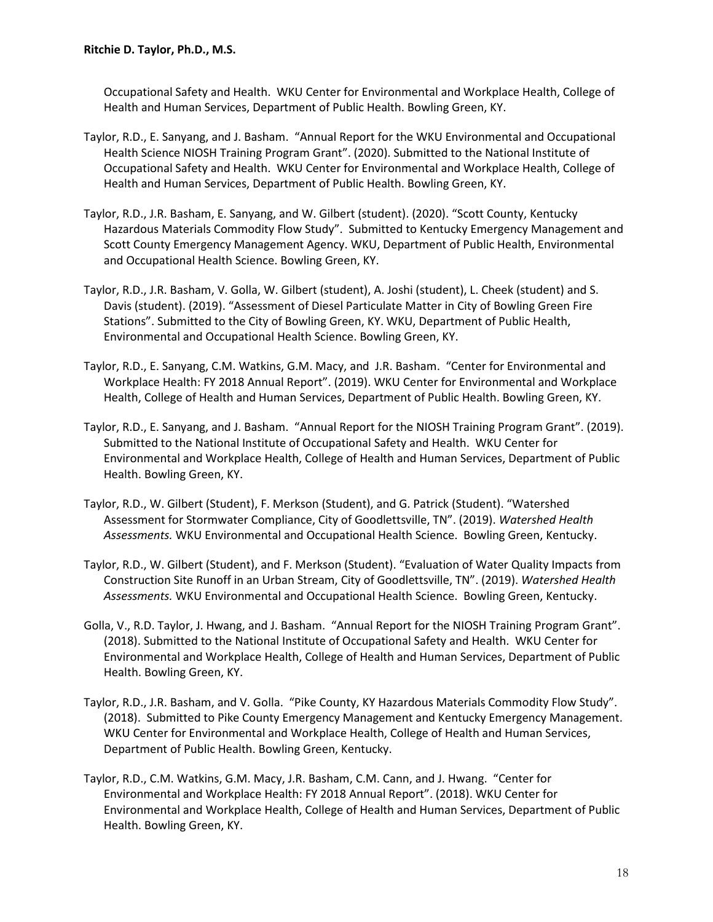Occupational Safety and Health. WKU Center for Environmental and Workplace Health, College of Health and Human Services, Department of Public Health. Bowling Green, KY.

Taylor, R.D., E. Sanyang, and J. Basham. "Annual Report for the WKU Environmental and Occupational Health Science NIOSH Training Program Grant". (2020). Submitted to the National Institute of Occupational Safety and Health. WKU Center for Environmental and Workplace Health, College of Health and Human Services, Department of Public Health. Bowling Green, KY.

Taylor, R.D., J.R. Basham, E. Sanyang, and W. Gilbert (student). (2020). "Scott County, Kentucky Hazardous Materials Commodity Flow Study". Submitted to Kentucky Emergency Management and Scott County Emergency Management Agency. WKU, Department of Public Health, Environmental and Occupational Health Science. Bowling Green, KY.

Taylor, R.D., J.R. Basham, V. Golla, W. Gilbert (student), A. Joshi (student), L. Cheek (student) and S. Davis (student). (2019). "Assessment of Diesel Particulate Matter in City of Bowling Green Fire Stations". Submitted to the City of Bowling Green, KY. WKU, Department of Public Health, Environmental and Occupational Health Science. Bowling Green, KY.

Taylor, R.D., E. Sanyang, C.M. Watkins, G.M. Macy, and J.R. Basham. "Center for Environmental and Workplace Health: FY 2018 Annual Report". (2019). WKU Center for Environmental and Workplace Health, College of Health and Human Services, Department of Public Health. Bowling Green, KY.

Taylor, R.D., E. Sanyang, and J. Basham. "Annual Report for the NIOSH Training Program Grant". (2019). Submitted to the National Institute of Occupational Safety and Health. WKU Center for Environmental and Workplace Health, College of Health and Human Services, Department of Public Health. Bowling Green, KY.

Taylor, R.D., W. Gilbert (Student), F. Merkson (Student), and G. Patrick (Student). "Watershed Assessment for Stormwater Compliance, City of Goodlettsville, TN". (2019). *Watershed Health Assessments.* WKU Environmental and Occupational Health Science. Bowling Green, Kentucky.

Taylor, R.D., W. Gilbert (Student), and F. Merkson (Student). "Evaluation of Water Quality Impacts from Construction Site Runoff in an Urban Stream, City of Goodlettsville, TN". (2019). *Watershed Health Assessments.* WKU Environmental and Occupational Health Science. Bowling Green, Kentucky.

Golla, V., R.D. Taylor, J. Hwang, and J. Basham. "Annual Report for the NIOSH Training Program Grant". (2018). Submitted to the National Institute of Occupational Safety and Health. WKU Center for Environmental and Workplace Health, College of Health and Human Services, Department of Public Health. Bowling Green, KY.

Taylor, R.D., J.R. Basham, and V. Golla. "Pike County, KY Hazardous Materials Commodity Flow Study". (2018). Submitted to Pike County Emergency Management and Kentucky Emergency Management. WKU Center for Environmental and Workplace Health, College of Health and Human Services, Department of Public Health. Bowling Green, Kentucky.

Taylor, R.D., C.M. Watkins, G.M. Macy, J.R. Basham, C.M. Cann, and J. Hwang. "Center for Environmental and Workplace Health: FY 2018 Annual Report". (2018). WKU Center for Environmental and Workplace Health, College of Health and Human Services, Department of Public Health. Bowling Green, KY.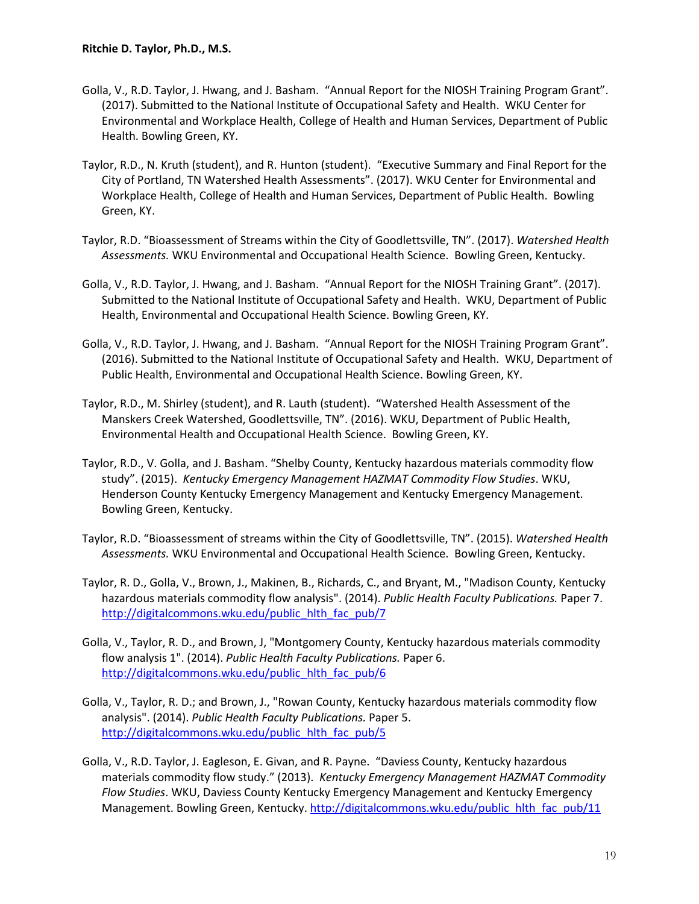Golla, V., R.D. Taylor, J. Hwang, and J. Basham. "Annual Report for the NIOSH Training Program Grant". (2017). Submitted to the National Institute of Occupational Safety and Health. WKU Center for Environmental and Workplace Health, College of Health and Human Services, Department of Public Health. Bowling Green, KY.

Taylor, R.D., N. Kruth (student), and R. Hunton (student). "Executive Summary and Final Report for the City of Portland, TN Watershed Health Assessments". (2017). WKU Center for Environmental and Workplace Health, College of Health and Human Services, Department of Public Health. Bowling Green, KY.

Taylor, R.D. "Bioassessment of Streams within the City of Goodlettsville, TN". (2017). *Watershed Health Assessments.* WKU Environmental and Occupational Health Science. Bowling Green, Kentucky.

Golla, V., R.D. Taylor, J. Hwang, and J. Basham. "Annual Report for the NIOSH Training Grant". (2017). Submitted to the National Institute of Occupational Safety and Health. WKU, Department of Public Health, Environmental and Occupational Health Science. Bowling Green, KY.

Golla, V., R.D. Taylor, J. Hwang, and J. Basham. "Annual Report for the NIOSH Training Program Grant". (2016). Submitted to the National Institute of Occupational Safety and Health. WKU, Department of Public Health, Environmental and Occupational Health Science. Bowling Green, KY.

Taylor, R.D., M. Shirley (student), and R. Lauth (student). "Watershed Health Assessment of the Manskers Creek Watershed, Goodlettsville, TN". (2016). WKU, Department of Public Health, Environmental Health and Occupational Health Science. Bowling Green, KY.

Taylor, R.D., V. Golla, and J. Basham. "Shelby County, Kentucky hazardous materials commodity flow study". (2015). *Kentucky Emergency Management HAZMAT Commodity Flow Studies*. WKU, Henderson County Kentucky Emergency Management and Kentucky Emergency Management. Bowling Green, Kentucky.

Taylor, R.D. "Bioassessment of streams within the City of Goodlettsville, TN". (2015). *Watershed Health Assessments.* WKU Environmental and Occupational Health Science. Bowling Green, Kentucky.

Taylor, R. D., Golla, V., Brown, J., Makinen, B., Richards, C., and Bryant, M., "Madison County, Kentucky hazardous materials commodity flow analysis". (2014). *Public Health Faculty Publications.* Paper 7. http://digitalcommons.wku.edu/public_hlth_fac_pub/7

Golla, V., Taylor, R. D., and Brown, J, "Montgomery County, Kentucky hazardous materials commodity flow analysis 1". (2014). *Public Health Faculty Publications.* Paper 6. http://digitalcommons.wku.edu/public_hlth_fac_pub/6

Golla, V., Taylor, R. D.; and Brown, J., "Rowan County, Kentucky hazardous materials commodity flow analysis". (2014). *Public Health Faculty Publications.* Paper 5. http://digitalcommons.wku.edu/public_hlth_fac_pub/5

Golla, V., R.D. Taylor, J. Eagleson, E. Givan, and R. Payne. "Daviess County, Kentucky hazardous materials commodity flow study." (2013). *Kentucky Emergency Management HAZMAT Commodity Flow Studies*. WKU, Daviess County Kentucky Emergency Management and Kentucky Emergency Management. Bowling Green, Kentucky. http://digitalcommons.wku.edu/public_hlth_fac_pub/11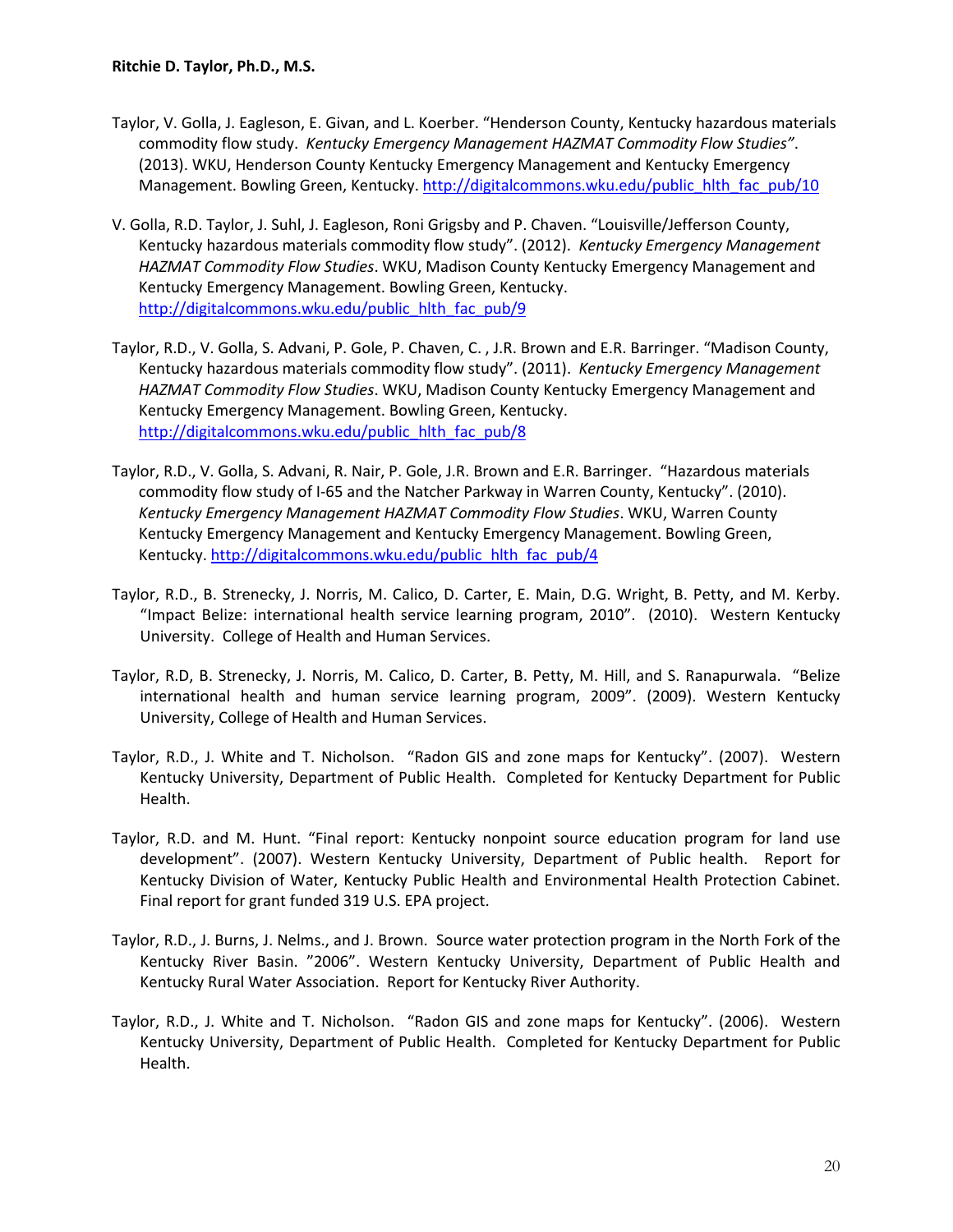Taylor, V. Golla, J. Eagleson, E. Givan, and L. Koerber. "Henderson County, Kentucky hazardous materials commodity flow study. *Kentucky Emergency Management HAZMAT Commodity Flow Studies"*. (2013). WKU, Henderson County Kentucky Emergency Management and Kentucky Emergency Management. Bowling Green, Kentucky. http://digitalcommons.wku.edu/public_hlth_fac_pub/10

V. Golla, R.D. Taylor, J. Suhl, J. Eagleson, Roni Grigsby and P. Chaven. "Louisville/Jefferson County, Kentucky hazardous materials commodity flow study". (2012). *Kentucky Emergency Management HAZMAT Commodity Flow Studies*. WKU, Madison County Kentucky Emergency Management and Kentucky Emergency Management. Bowling Green, Kentucky. http://digitalcommons.wku.edu/public_hlth_fac_pub/9

Taylor, R.D., V. Golla, S. Advani, P. Gole, P. Chaven, C. , J.R. Brown and E.R. Barringer. "Madison County, Kentucky hazardous materials commodity flow study". (2011). *Kentucky Emergency Management HAZMAT Commodity Flow Studies*. WKU, Madison County Kentucky Emergency Management and Kentucky Emergency Management. Bowling Green, Kentucky. http://digitalcommons.wku.edu/public_hlth_fac_pub/8

Taylor, R.D., V. Golla, S. Advani, R. Nair, P. Gole, J.R. Brown and E.R. Barringer. "Hazardous materials commodity flow study of I-65 and the Natcher Parkway in Warren County, Kentucky". (2010). *Kentucky Emergency Management HAZMAT Commodity Flow Studies*. WKU, Warren County Kentucky Emergency Management and Kentucky Emergency Management. Bowling Green, Kentucky. http://digitalcommons.wku.edu/public_hlth_fac_pub/4

Taylor, R.D., B. Strenecky, J. Norris, M. Calico, D. Carter, E. Main, D.G. Wright, B. Petty, and M. Kerby. "Impact Belize: international health service learning program, 2010". (2010). Western Kentucky University. College of Health and Human Services.

Taylor, R.D, B. Strenecky, J. Norris, M. Calico, D. Carter, B. Petty, M. Hill, and S. Ranapurwala. "Belize international health and human service learning program, 2009". (2009). Western Kentucky University, College of Health and Human Services.

Taylor, R.D., J. White and T. Nicholson. "Radon GIS and zone maps for Kentucky". (2007). Western Kentucky University, Department of Public Health. Completed for Kentucky Department for Public Health.

Taylor, R.D. and M. Hunt. "Final report: Kentucky nonpoint source education program for land use development". (2007). Western Kentucky University, Department of Public health. Report for Kentucky Division of Water, Kentucky Public Health and Environmental Health Protection Cabinet. Final report for grant funded 319 U.S. EPA project.

Taylor, R.D., J. Burns, J. Nelms., and J. Brown. Source water protection program in the North Fork of the Kentucky River Basin. "2006". Western Kentucky University, Department of Public Health and Kentucky Rural Water Association. Report for Kentucky River Authority.

Taylor, R.D., J. White and T. Nicholson. "Radon GIS and zone maps for Kentucky". (2006). Western Kentucky University, Department of Public Health. Completed for Kentucky Department for Public Health.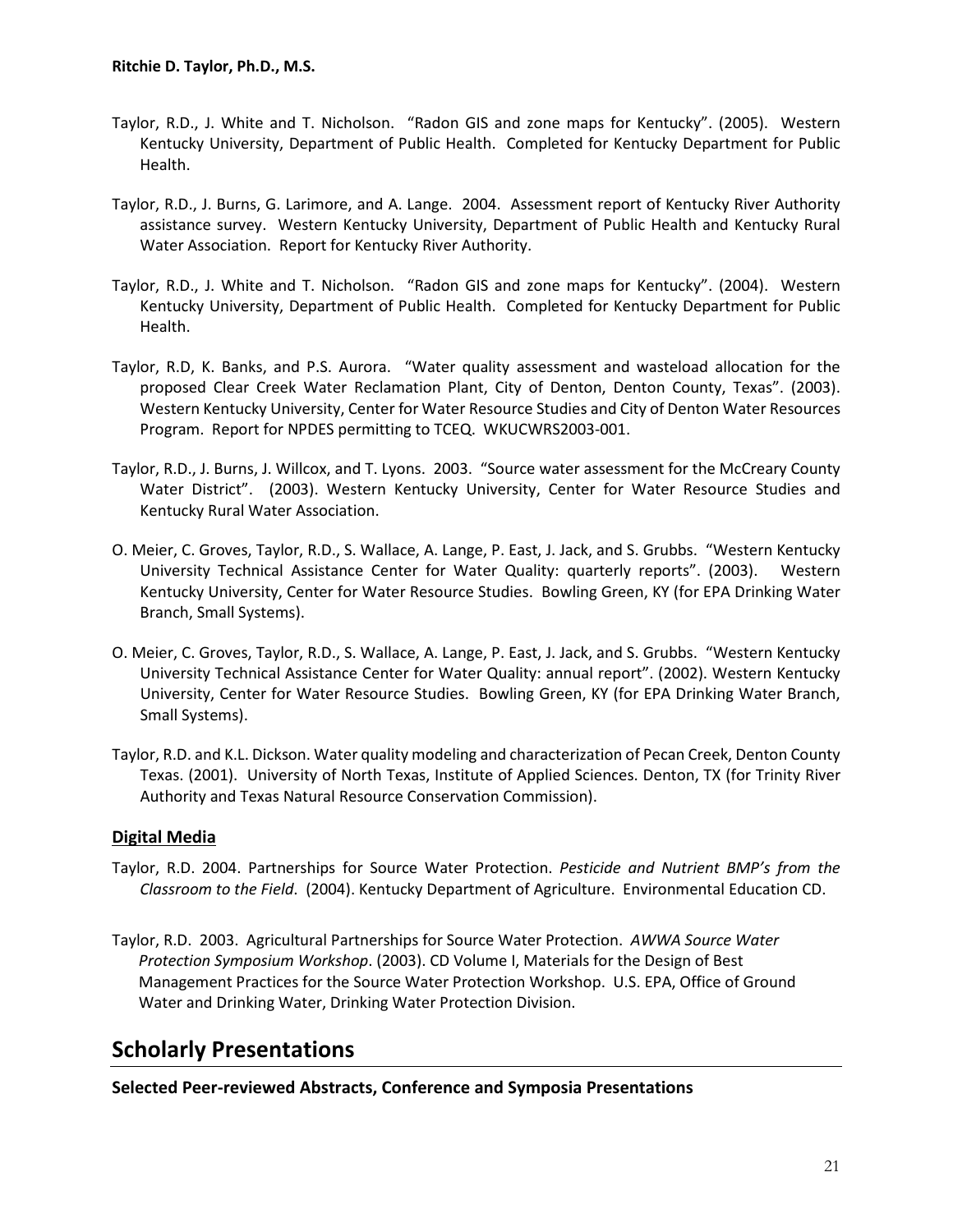Taylor, R.D., J. White and T. Nicholson. "Radon GIS and zone maps for Kentucky". (2005). Western Kentucky University, Department of Public Health. Completed for Kentucky Department for Public Health.

Taylor, R.D., J. Burns, G. Larimore, and A. Lange. 2004. Assessment report of Kentucky River Authority assistance survey. Western Kentucky University, Department of Public Health and Kentucky Rural Water Association. Report for Kentucky River Authority.

Taylor, R.D., J. White and T. Nicholson. "Radon GIS and zone maps for Kentucky". (2004). Western Kentucky University, Department of Public Health. Completed for Kentucky Department for Public Health.

Taylor, R.D, K. Banks, and P.S. Aurora. "Water quality assessment and wasteload allocation for the proposed Clear Creek Water Reclamation Plant, City of Denton, Denton County, Texas". (2003). Western Kentucky University, Center for Water Resource Studies and City of Denton Water Resources Program. Report for NPDES permitting to TCEQ. WKUCWRS2003-001.

Taylor, R.D., J. Burns, J. Willcox, and T. Lyons. 2003. "Source water assessment for the McCreary County Water District". (2003). Western Kentucky University, Center for Water Resource Studies and Kentucky Rural Water Association.

O. Meier, C. Groves, Taylor, R.D., S. Wallace, A. Lange, P. East, J. Jack, and S. Grubbs. "Western Kentucky University Technical Assistance Center for Water Quality: quarterly reports". (2003). Western Kentucky University, Center for Water Resource Studies. Bowling Green, KY (for EPA Drinking Water Branch, Small Systems).

O. Meier, C. Groves, Taylor, R.D., S. Wallace, A. Lange, P. East, J. Jack, and S. Grubbs. "Western Kentucky University Technical Assistance Center for Water Quality: annual report". (2002). Western Kentucky University, Center for Water Resource Studies. Bowling Green, KY (for EPA Drinking Water Branch, Small Systems).

Taylor, R.D. and K.L. Dickson. Water quality modeling and characterization of Pecan Creek, Denton County Texas. (2001). University of North Texas, Institute of Applied Sciences. Denton, TX (for Trinity River Authority and Texas Natural Resource Conservation Commission).

### Digital Media

Taylor, R.D. 2004. Partnerships for Source Water Protection. *Pesticide and Nutrient BMP's from the Classroom to the Field*. (2004). Kentucky Department of Agriculture. Environmental Education CD.

Taylor, R.D. 2003. Agricultural Partnerships for Source Water Protection. *AWWA Source Water Protection Symposium Workshop*. (2003). CD Volume I, Materials for the Design of Best Management Practices for the Source Water Protection Workshop. U.S. EPA, Office of Ground Water and Drinking Water, Drinking Water Protection Division.

## Scholarly Presentations

### Selected Peer-reviewed Abstracts, Conference and Symposia Presentations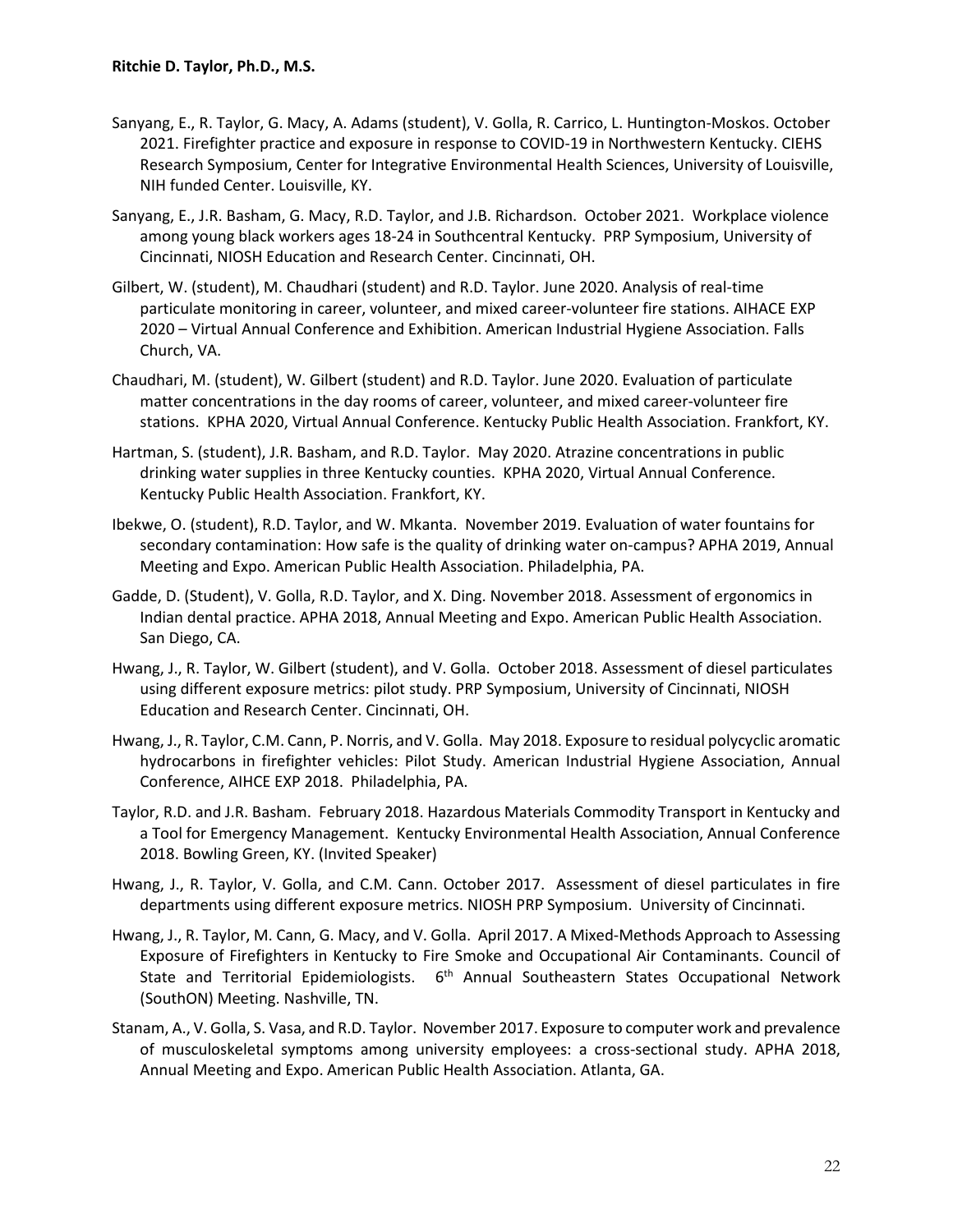Sanyang, E., R. Taylor, G. Macy, A. Adams (student), V. Golla, R. Carrico, L. Huntington-Moskos. October 2021. Firefighter practice and exposure in response to COVID-19 in Northwestern Kentucky. CIEHS Research Symposium, Center for Integrative Environmental Health Sciences, University of Louisville, NIH funded Center. Louisville, KY.

Sanyang, E., J.R. Basham, G. Macy, R.D. Taylor, and J.B. Richardson. October 2021. Workplace violence among young black workers ages 18-24 in Southcentral Kentucky. PRP Symposium, University of Cincinnati, NIOSH Education and Research Center. Cincinnati, OH.

Gilbert, W. (student), M. Chaudhari (student) and R.D. Taylor. June 2020. Analysis of real-time particulate monitoring in career, volunteer, and mixed career-volunteer fire stations. AIHACE EXP 2020 – Virtual Annual Conference and Exhibition. American Industrial Hygiene Association. Falls Church, VA.

Chaudhari, M. (student), W. Gilbert (student) and R.D. Taylor. June 2020. Evaluation of particulate matter concentrations in the day rooms of career, volunteer, and mixed career-volunteer fire stations. KPHA 2020, Virtual Annual Conference. Kentucky Public Health Association. Frankfort, KY.

Hartman, S. (student), J.R. Basham, and R.D. Taylor. May 2020. Atrazine concentrations in public drinking water supplies in three Kentucky counties. KPHA 2020, Virtual Annual Conference. Kentucky Public Health Association. Frankfort, KY.

Ibekwe, O. (student), R.D. Taylor, and W. Mkanta. November 2019. Evaluation of water fountains for secondary contamination: How safe is the quality of drinking water on-campus? APHA 2019, Annual Meeting and Expo. American Public Health Association. Philadelphia, PA.

Gadde, D. (Student), V. Golla, R.D. Taylor, and X. Ding. November 2018. Assessment of ergonomics in Indian dental practice. APHA 2018, Annual Meeting and Expo. American Public Health Association. San Diego, CA.

Hwang, J., R. Taylor, W. Gilbert (student), and V. Golla. October 2018. Assessment of diesel particulates using different exposure metrics: pilot study. PRP Symposium, University of Cincinnati, NIOSH Education and Research Center. Cincinnati, OH.

Hwang, J., R. Taylor, C.M. Cann, P. Norris, and V. Golla. May 2018. Exposure to residual polycyclic aromatic hydrocarbons in firefighter vehicles: Pilot Study. American Industrial Hygiene Association, Annual Conference, AIHCE EXP 2018. Philadelphia, PA.

Taylor, R.D. and J.R. Basham. February 2018. Hazardous Materials Commodity Transport in Kentucky and a Tool for Emergency Management. Kentucky Environmental Health Association, Annual Conference 2018. Bowling Green, KY. (Invited Speaker)

Hwang, J., R. Taylor, V. Golla, and C.M. Cann. October 2017. Assessment of diesel particulates in fire departments using different exposure metrics. NIOSH PRP Symposium. University of Cincinnati.

Hwang, J., R. Taylor, M. Cann, G. Macy, and V. Golla. April 2017. A Mixed-Methods Approach to Assessing Exposure of Firefighters in Kentucky to Fire Smoke and Occupational Air Contaminants. Council of State and Territorial Epidemiologists. 6th Annual Southeastern States Occupational Network (SouthON) Meeting. Nashville, TN.

Stanam, A., V. Golla, S. Vasa, and R.D. Taylor. November 2017. Exposure to computer work and prevalence of musculoskeletal symptoms among university employees: a cross-sectional study. APHA 2018, Annual Meeting and Expo. American Public Health Association. Atlanta, GA.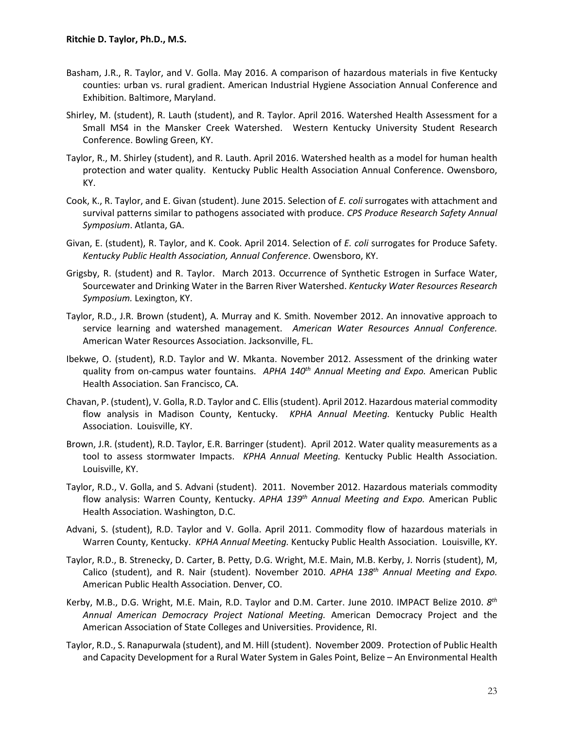Basham, J.R., R. Taylor, and V. Golla. May 2016. A comparison of hazardous materials in five Kentucky counties: urban vs. rural gradient. American Industrial Hygiene Association Annual Conference and Exhibition. Baltimore, Maryland.

Shirley, M. (student), R. Lauth (student), and R. Taylor. April 2016. Watershed Health Assessment for a Small MS4 in the Mansker Creek Watershed. Western Kentucky University Student Research Conference. Bowling Green, KY.

Taylor, R., M. Shirley (student), and R. Lauth. April 2016. Watershed health as a model for human health protection and water quality. Kentucky Public Health Association Annual Conference. Owensboro, KY.

Cook, K., R. Taylor, and E. Givan (student). June 2015. Selection of *E. coli* surrogates with attachment and survival patterns similar to pathogens associated with produce. *CPS Produce Research Safety Annual Symposium*. Atlanta, GA.

Givan, E. (student), R. Taylor, and K. Cook. April 2014. Selection of *E. coli* surrogates for Produce Safety. *Kentucky Public Health Association, Annual Conference*. Owensboro, KY.

Grigsby, R. (student) and R. Taylor. March 2013. Occurrence of Synthetic Estrogen in Surface Water, Sourcewater and Drinking Water in the Barren River Watershed. *Kentucky Water Resources Research Symposium.* Lexington, KY.

Taylor, R.D., J.R. Brown (student), A. Murray and K. Smith. November 2012. An innovative approach to service learning and watershed management. *American Water Resources Annual Conference.* American Water Resources Association. Jacksonville, FL.

Ibekwe, O. (student), R.D. Taylor and W. Mkanta. November 2012. Assessment of the drinking water quality from on-campus water fountains. *APHA 140th Annual Meeting and Expo.* American Public Health Association. San Francisco, CA.

Chavan, P. (student), V. Golla, R.D. Taylor and C. Ellis (student). April 2012. Hazardous material commodity flow analysis in Madison County, Kentucky. *KPHA Annual Meeting.* Kentucky Public Health Association. Louisville, KY.

Brown, J.R. (student), R.D. Taylor, E.R. Barringer (student). April 2012. Water quality measurements as a tool to assess stormwater Impacts. *KPHA Annual Meeting.* Kentucky Public Health Association. Louisville, KY.

Taylor, R.D., V. Golla, and S. Advani (student). 2011. November 2012. Hazardous materials commodity flow analysis: Warren County, Kentucky. *APHA 139th Annual Meeting and Expo.* American Public Health Association. Washington, D.C.

Advani, S. (student), R.D. Taylor and V. Golla. April 2011. Commodity flow of hazardous materials in Warren County, Kentucky. *KPHA Annual Meeting.* Kentucky Public Health Association. Louisville, KY.

Taylor, R.D., B. Strenecky, D. Carter, B. Petty, D.G. Wright, M.E. Main, M.B. Kerby, J. Norris (student), M, Calico (student), and R. Nair (student). November 2010. *APHA 138th Annual Meeting and Expo.* American Public Health Association. Denver, CO.

Kerby, M.B., D.G. Wright, M.E. Main, R.D. Taylor and D.M. Carter. June 2010. IMPACT Belize 2010. *8th Annual American Democracy Project National Meeting.* American Democracy Project and the American Association of State Colleges and Universities. Providence, RI.

Taylor, R.D., S. Ranapurwala (student), and M. Hill (student). November 2009. Protection of Public Health and Capacity Development for a Rural Water System in Gales Point, Belize – An Environmental Health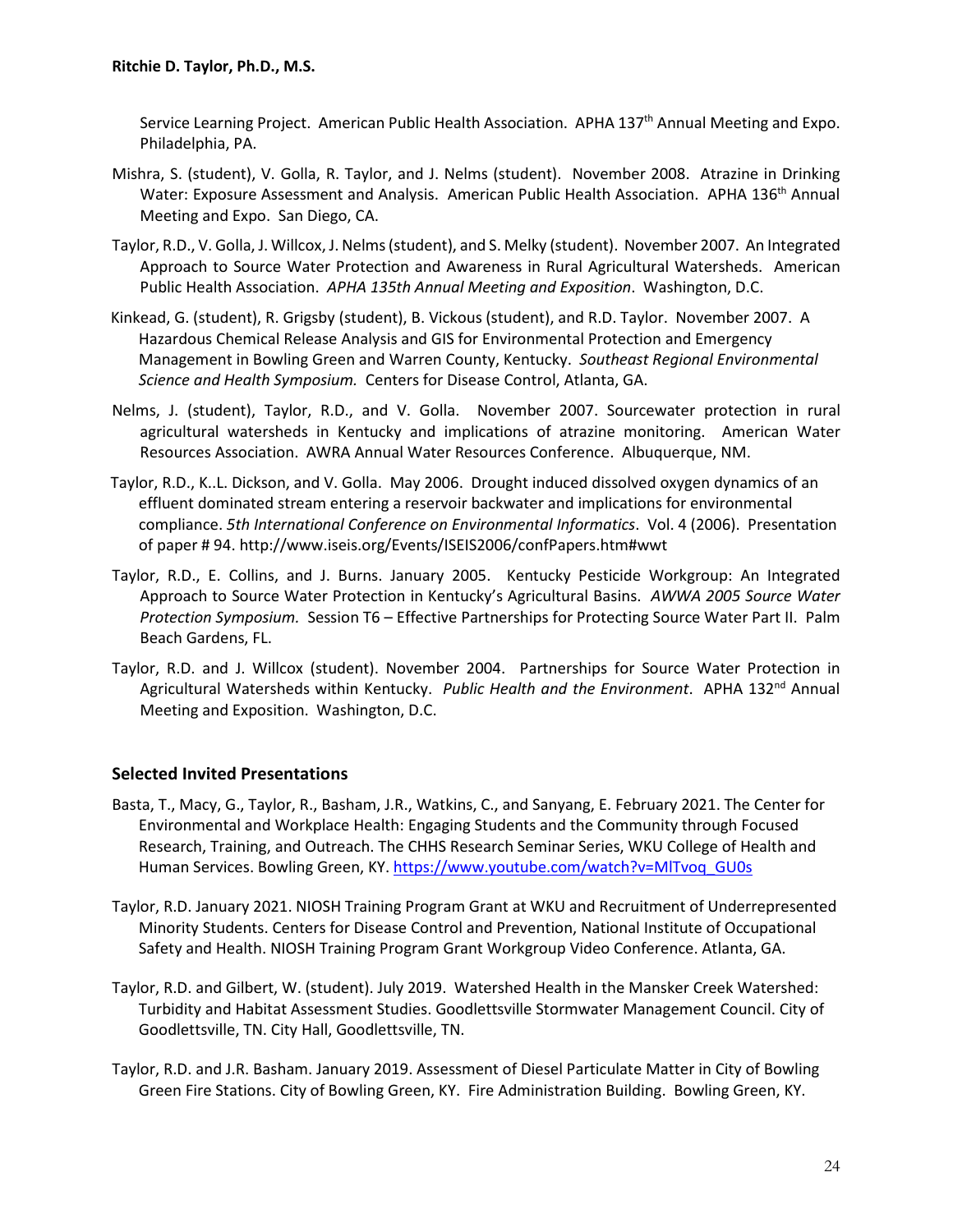Service Learning Project. American Public Health Association. APHA 137th Annual Meeting and Expo. Philadelphia, PA.

Mishra, S. (student), V. Golla, R. Taylor, and J. Nelms (student). November 2008. Atrazine in Drinking Water: Exposure Assessment and Analysis. American Public Health Association. APHA 136th Annual Meeting and Expo. San Diego, CA.

Taylor, R.D., V. Golla, J. Willcox, J. Nelms (student), and S. Melky (student). November 2007. An Integrated Approach to Source Water Protection and Awareness in Rural Agricultural Watersheds. American Public Health Association. *APHA 135th Annual Meeting and Exposition*. Washington, D.C.

Kinkead, G. (student), R. Grigsby (student), B. Vickous (student), and R.D. Taylor. November 2007. A Hazardous Chemical Release Analysis and GIS for Environmental Protection and Emergency Management in Bowling Green and Warren County, Kentucky. *Southeast Regional Environmental Science and Health Symposium.* Centers for Disease Control, Atlanta, GA.

Nelms, J. (student), Taylor, R.D., and V. Golla. November 2007. Sourcewater protection in rural agricultural watersheds in Kentucky and implications of atrazine monitoring. American Water Resources Association. AWRA Annual Water Resources Conference. Albuquerque, NM.

Taylor, R.D., K..L. Dickson, and V. Golla. May 2006. Drought induced dissolved oxygen dynamics of an effluent dominated stream entering a reservoir backwater and implications for environmental compliance. *5th International Conference on Environmental Informatics*. Vol. 4 (2006). Presentation of paper # 94. http://www.iseis.org/Events/ISEIS2006/confPapers.htm#wwt

Taylor, R.D., E. Collins, and J. Burns. January 2005. Kentucky Pesticide Workgroup: An Integrated Approach to Source Water Protection in Kentucky's Agricultural Basins. *AWWA 2005 Source Water Protection Symposium.* Session T6 – Effective Partnerships for Protecting Source Water Part II. Palm Beach Gardens, FL.

Taylor, R.D. and J. Willcox (student). November 2004. Partnerships for Source Water Protection in Agricultural Watersheds within Kentucky. *Public Health and the Environment*. APHA 132nd Annual Meeting and Exposition. Washington, D.C.

## Selected Invited Presentations

Basta, T., Macy, G., Taylor, R., Basham, J.R., Watkins, C., and Sanyang, E. February 2021. The Center for Environmental and Workplace Health: Engaging Students and the Community through Focused Research, Training, and Outreach. The CHHS Research Seminar Series, WKU College of Health and Human Services. Bowling Green, KY. https://www.youtube.com/watch?v=MlTvoq_GU0s

Taylor, R.D. January 2021. NIOSH Training Program Grant at WKU and Recruitment of Underrepresented Minority Students. Centers for Disease Control and Prevention, National Institute of Occupational Safety and Health. NIOSH Training Program Grant Workgroup Video Conference. Atlanta, GA.

Taylor, R.D. and Gilbert, W. (student). July 2019. Watershed Health in the Mansker Creek Watershed: Turbidity and Habitat Assessment Studies. Goodlettsville Stormwater Management Council. City of Goodlettsville, TN. City Hall, Goodlettsville, TN.

Taylor, R.D. and J.R. Basham. January 2019. Assessment of Diesel Particulate Matter in City of Bowling Green Fire Stations. City of Bowling Green, KY. Fire Administration Building. Bowling Green, KY.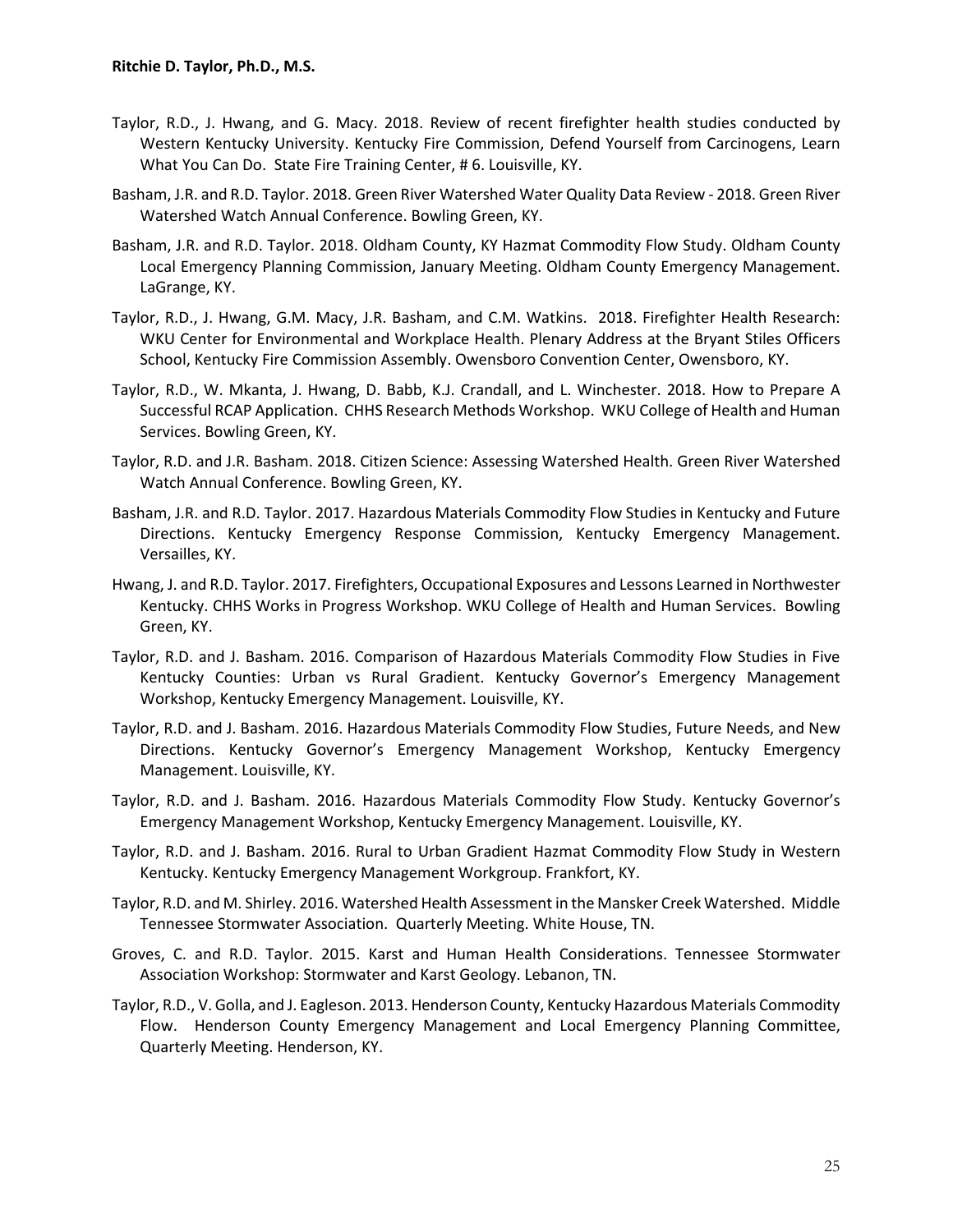Taylor, R.D., J. Hwang, and G. Macy. 2018. Review of recent firefighter health studies conducted by Western Kentucky University. Kentucky Fire Commission, Defend Yourself from Carcinogens, Learn What You Can Do. State Fire Training Center, # 6. Louisville, KY.

Basham, J.R. and R.D. Taylor. 2018. Green River Watershed Water Quality Data Review - 2018. Green River Watershed Watch Annual Conference. Bowling Green, KY.

Basham, J.R. and R.D. Taylor. 2018. Oldham County, KY Hazmat Commodity Flow Study. Oldham County Local Emergency Planning Commission, January Meeting. Oldham County Emergency Management. LaGrange, KY.

Taylor, R.D., J. Hwang, G.M. Macy, J.R. Basham, and C.M. Watkins. 2018. Firefighter Health Research: WKU Center for Environmental and Workplace Health. Plenary Address at the Bryant Stiles Officers School, Kentucky Fire Commission Assembly. Owensboro Convention Center, Owensboro, KY.

Taylor, R.D., W. Mkanta, J. Hwang, D. Babb, K.J. Crandall, and L. Winchester. 2018. How to Prepare A Successful RCAP Application. CHHS Research Methods Workshop. WKU College of Health and Human Services. Bowling Green, KY.

Taylor, R.D. and J.R. Basham. 2018. Citizen Science: Assessing Watershed Health. Green River Watershed Watch Annual Conference. Bowling Green, KY.

Basham, J.R. and R.D. Taylor. 2017. Hazardous Materials Commodity Flow Studies in Kentucky and Future Directions. Kentucky Emergency Response Commission, Kentucky Emergency Management. Versailles, KY.

Hwang, J. and R.D. Taylor. 2017. Firefighters, Occupational Exposures and Lessons Learned in Northwester Kentucky. CHHS Works in Progress Workshop. WKU College of Health and Human Services. Bowling Green, KY.

Taylor, R.D. and J. Basham. 2016. Comparison of Hazardous Materials Commodity Flow Studies in Five Kentucky Counties: Urban vs Rural Gradient. Kentucky Governor's Emergency Management Workshop, Kentucky Emergency Management. Louisville, KY.

Taylor, R.D. and J. Basham. 2016. Hazardous Materials Commodity Flow Studies, Future Needs, and New Directions. Kentucky Governor's Emergency Management Workshop, Kentucky Emergency Management. Louisville, KY.

Taylor, R.D. and J. Basham. 2016. Hazardous Materials Commodity Flow Study. Kentucky Governor's Emergency Management Workshop, Kentucky Emergency Management. Louisville, KY.

Taylor, R.D. and J. Basham. 2016. Rural to Urban Gradient Hazmat Commodity Flow Study in Western Kentucky. Kentucky Emergency Management Workgroup. Frankfort, KY.

Taylor, R.D. and M. Shirley. 2016. Watershed Health Assessment in the Mansker Creek Watershed. Middle Tennessee Stormwater Association. Quarterly Meeting. White House, TN.

Groves, C. and R.D. Taylor. 2015. Karst and Human Health Considerations. Tennessee Stormwater Association Workshop: Stormwater and Karst Geology. Lebanon, TN.

Taylor, R.D., V. Golla, and J. Eagleson. 2013. Henderson County, Kentucky Hazardous Materials Commodity Flow. Henderson County Emergency Management and Local Emergency Planning Committee, Quarterly Meeting. Henderson, KY.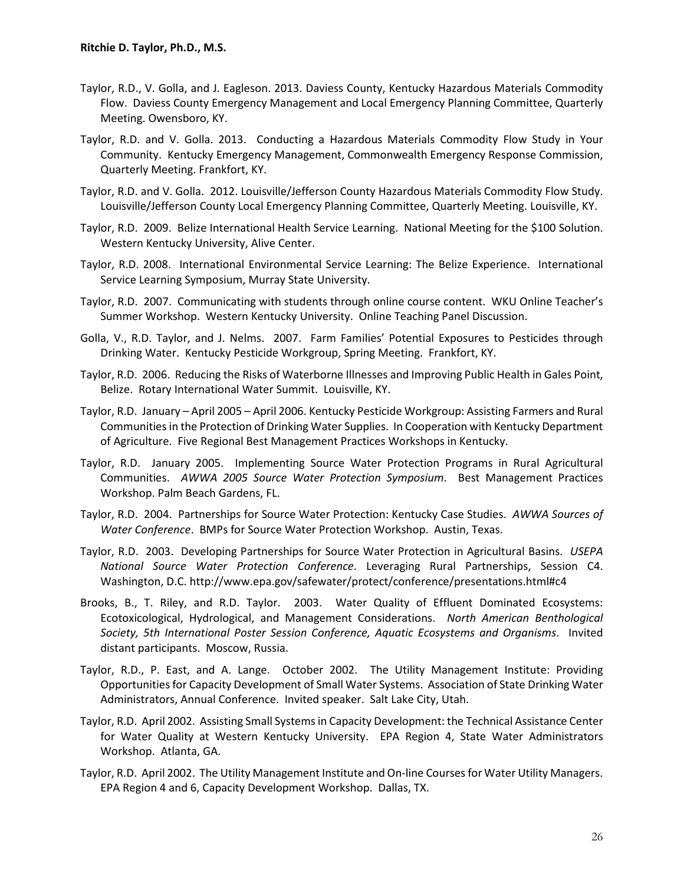Taylor, R.D., V. Golla, and J. Eagleson. 2013. Daviess County, Kentucky Hazardous Materials Commodity Flow. Daviess County Emergency Management and Local Emergency Planning Committee, Quarterly Meeting. Owensboro, KY.

Taylor, R.D. and V. Golla. 2013. Conducting a Hazardous Materials Commodity Flow Study in Your Community. Kentucky Emergency Management, Commonwealth Emergency Response Commission, Quarterly Meeting. Frankfort, KY.

Taylor, R.D. and V. Golla. 2012. Louisville/Jefferson County Hazardous Materials Commodity Flow Study. Louisville/Jefferson County Local Emergency Planning Committee, Quarterly Meeting. Louisville, KY.

Taylor, R.D. 2009. Belize International Health Service Learning. National Meeting for the $100 Solution. Western Kentucky University, Alive Center.

Taylor, R.D. 2008. International Environmental Service Learning: The Belize Experience. International Service Learning Symposium, Murray State University.

Taylor, R.D. 2007. Communicating with students through online course content. WKU Online Teacher's Summer Workshop. Western Kentucky University. Online Teaching Panel Discussion.

Golla, V., R.D. Taylor, and J. Nelms. 2007. Farm Families' Potential Exposures to Pesticides through Drinking Water. Kentucky Pesticide Workgroup, Spring Meeting. Frankfort, KY.

Taylor, R.D. 2006. Reducing the Risks of Waterborne Illnesses and Improving Public Health in Gales Point, Belize. Rotary International Water Summit. Louisville, KY.

Taylor, R.D. January – April 2005 – April 2006. Kentucky Pesticide Workgroup: Assisting Farmers and Rural Communities in the Protection of Drinking Water Supplies. In Cooperation with Kentucky Department of Agriculture. Five Regional Best Management Practices Workshops in Kentucky.

Taylor, R.D. January 2005. Implementing Source Water Protection Programs in Rural Agricultural Communities. *AWWA 2005 Source Water Protection Symposium*. Best Management Practices Workshop. Palm Beach Gardens, FL.

Taylor, R.D. 2004. Partnerships for Source Water Protection: Kentucky Case Studies. *AWWA Sources of Water Conference*. BMPs for Source Water Protection Workshop. Austin, Texas.

Taylor, R.D. 2003. Developing Partnerships for Source Water Protection in Agricultural Basins. *USEPA National Source Water Protection Conference*. Leveraging Rural Partnerships, Session C4. Washington, D.C. http://www.epa.gov/safewater/protect/conference/presentations.html#c4

Brooks, B., T. Riley, and R.D. Taylor. 2003. Water Quality of Effluent Dominated Ecosystems: Ecotoxicological, Hydrological, and Management Considerations. *North American Benthological Society, 5th International Poster Session Conference, Aquatic Ecosystems and Organisms*. Invited distant participants. Moscow, Russia.

Taylor, R.D., P. East, and A. Lange. October 2002. The Utility Management Institute: Providing Opportunities for Capacity Development of Small Water Systems. Association of State Drinking Water Administrators, Annual Conference. Invited speaker. Salt Lake City, Utah.

Taylor, R.D. April 2002. Assisting Small Systems in Capacity Development: the Technical Assistance Center for Water Quality at Western Kentucky University. EPA Region 4, State Water Administrators Workshop. Atlanta, GA.

Taylor, R.D. April 2002. The Utility Management Institute and On-line Courses for Water Utility Managers. EPA Region 4 and 6, Capacity Development Workshop. Dallas, TX.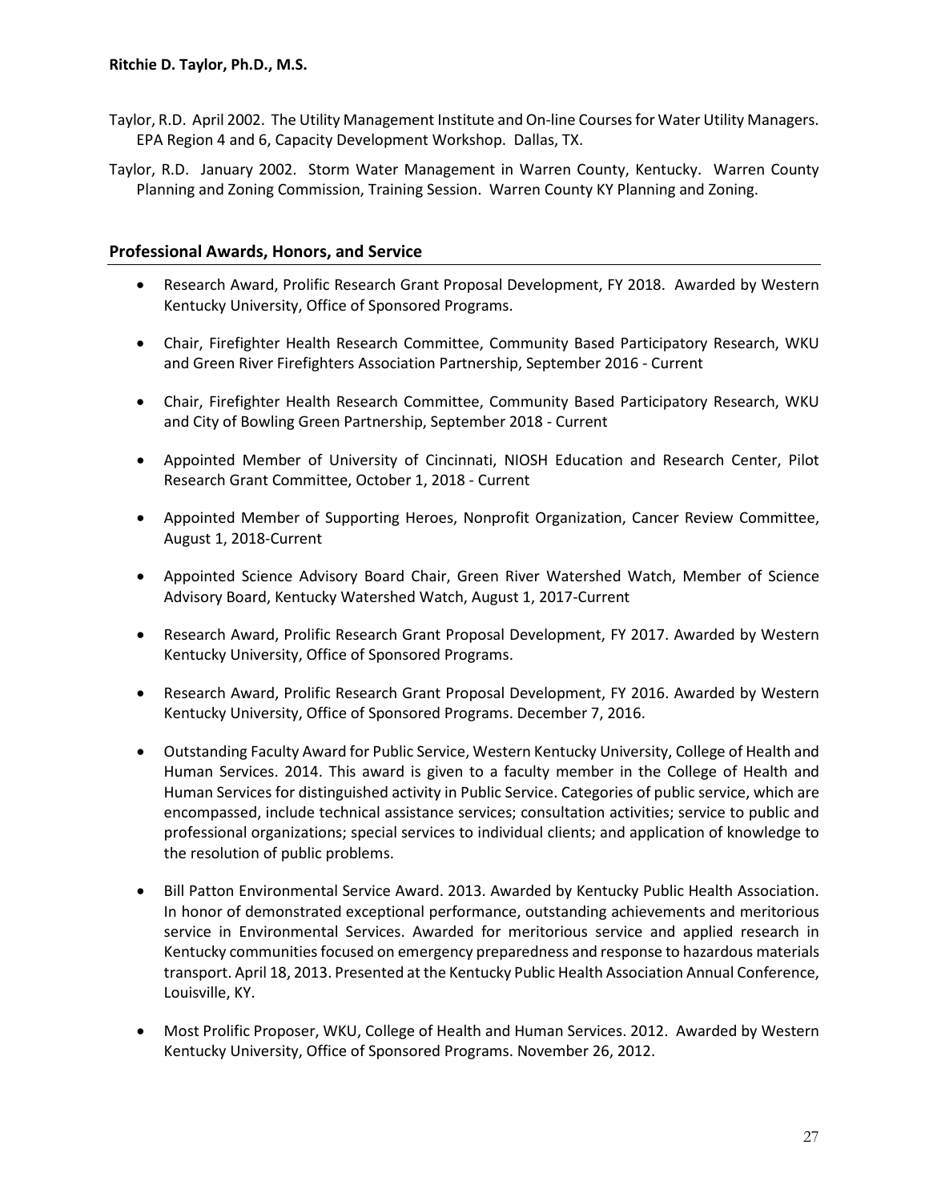Taylor, R.D. April 2002. The Utility Management Institute and On-line Courses for Water Utility Managers. EPA Region 4 and 6, Capacity Development Workshop. Dallas, TX.

Taylor, R.D. January 2002. Storm Water Management in Warren County, Kentucky. Warren County Planning and Zoning Commission, Training Session. Warren County KY Planning and Zoning.

## Professional Awards, Honors, and Service

- Research Award, Prolific Research Grant Proposal Development, FY 2018. Awarded by Western Kentucky University, Office of Sponsored Programs.
- Chair, Firefighter Health Research Committee, Community Based Participatory Research, WKU and Green River Firefighters Association Partnership, September 2016 - Current
- Chair, Firefighter Health Research Committee, Community Based Participatory Research, WKU and City of Bowling Green Partnership, September 2018 - Current
- Appointed Member of University of Cincinnati, NIOSH Education and Research Center, Pilot Research Grant Committee, October 1, 2018 - Current
- Appointed Member of Supporting Heroes, Nonprofit Organization, Cancer Review Committee, August 1, 2018-Current
- Appointed Science Advisory Board Chair, Green River Watershed Watch, Member of Science Advisory Board, Kentucky Watershed Watch, August 1, 2017-Current
- Research Award, Prolific Research Grant Proposal Development, FY 2017. Awarded by Western Kentucky University, Office of Sponsored Programs.
- Research Award, Prolific Research Grant Proposal Development, FY 2016. Awarded by Western Kentucky University, Office of Sponsored Programs. December 7, 2016.
- Outstanding Faculty Award for Public Service, Western Kentucky University, College of Health and Human Services. 2014. This award is given to a faculty member in the College of Health and Human Services for distinguished activity in Public Service. Categories of public service, which are encompassed, include technical assistance services; consultation activities; service to public and professional organizations; special services to individual clients; and application of knowledge to the resolution of public problems.
- Bill Patton Environmental Service Award. 2013. Awarded by Kentucky Public Health Association. In honor of demonstrated exceptional performance, outstanding achievements and meritorious service in Environmental Services. Awarded for meritorious service and applied research in Kentucky communities focused on emergency preparedness and response to hazardous materials transport. April 18, 2013. Presented at the Kentucky Public Health Association Annual Conference, Louisville, KY.
- Most Prolific Proposer, WKU, College of Health and Human Services. 2012. Awarded by Western Kentucky University, Office of Sponsored Programs. November 26, 2012.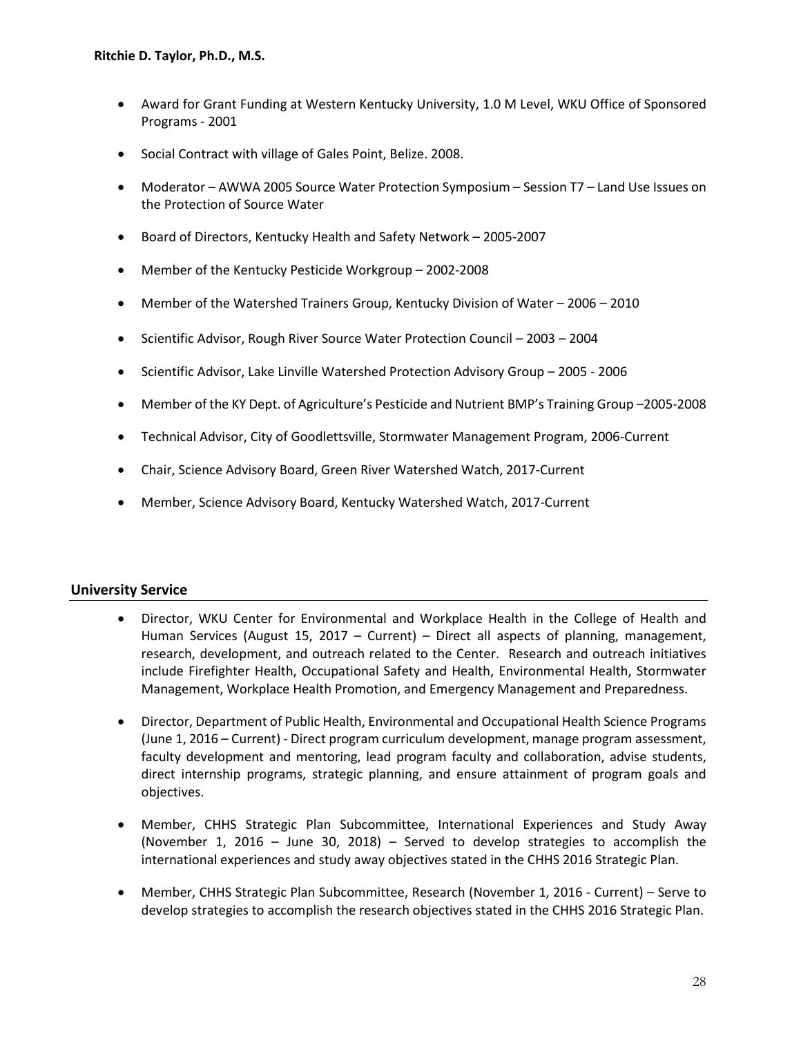- Award for Grant Funding at Western Kentucky University, 1.0 M Level, WKU Office of Sponsored Programs - 2001
- Social Contract with village of Gales Point, Belize. 2008.
- Moderator – AWWA 2005 Source Water Protection Symposium – Session T7 – Land Use Issues on the Protection of Source Water
- Board of Directors, Kentucky Health and Safety Network – 2005-2007
- Member of the Kentucky Pesticide Workgroup – 2002-2008
- Member of the Watershed Trainers Group, Kentucky Division of Water – 2006 – 2010
- Scientific Advisor, Rough River Source Water Protection Council – 2003 – 2004
- Scientific Advisor, Lake Linville Watershed Protection Advisory Group – 2005 - 2006
- Member of the KY Dept. of Agriculture's Pesticide and Nutrient BMP's Training Group –2005-2008
- Technical Advisor, City of Goodlettsville, Stormwater Management Program, 2006-Current
- Chair, Science Advisory Board, Green River Watershed Watch, 2017-Current
- Member, Science Advisory Board, Kentucky Watershed Watch, 2017-Current

## University Service

- Director, WKU Center for Environmental and Workplace Health in the College of Health and Human Services (August 15, 2017 – Current) – Direct all aspects of planning, management, research, development, and outreach related to the Center. Research and outreach initiatives include Firefighter Health, Occupational Safety and Health, Environmental Health, Stormwater Management, Workplace Health Promotion, and Emergency Management and Preparedness.
- Director, Department of Public Health, Environmental and Occupational Health Science Programs (June 1, 2016 – Current) - Direct program curriculum development, manage program assessment, faculty development and mentoring, lead program faculty and collaboration, advise students, direct internship programs, strategic planning, and ensure attainment of program goals and objectives.
- Member, CHHS Strategic Plan Subcommittee, International Experiences and Study Away (November 1, 2016 – June 30, 2018) – Served to develop strategies to accomplish the international experiences and study away objectives stated in the CHHS 2016 Strategic Plan.
- Member, CHHS Strategic Plan Subcommittee, Research (November 1, 2016 - Current) – Serve to develop strategies to accomplish the research objectives stated in the CHHS 2016 Strategic Plan.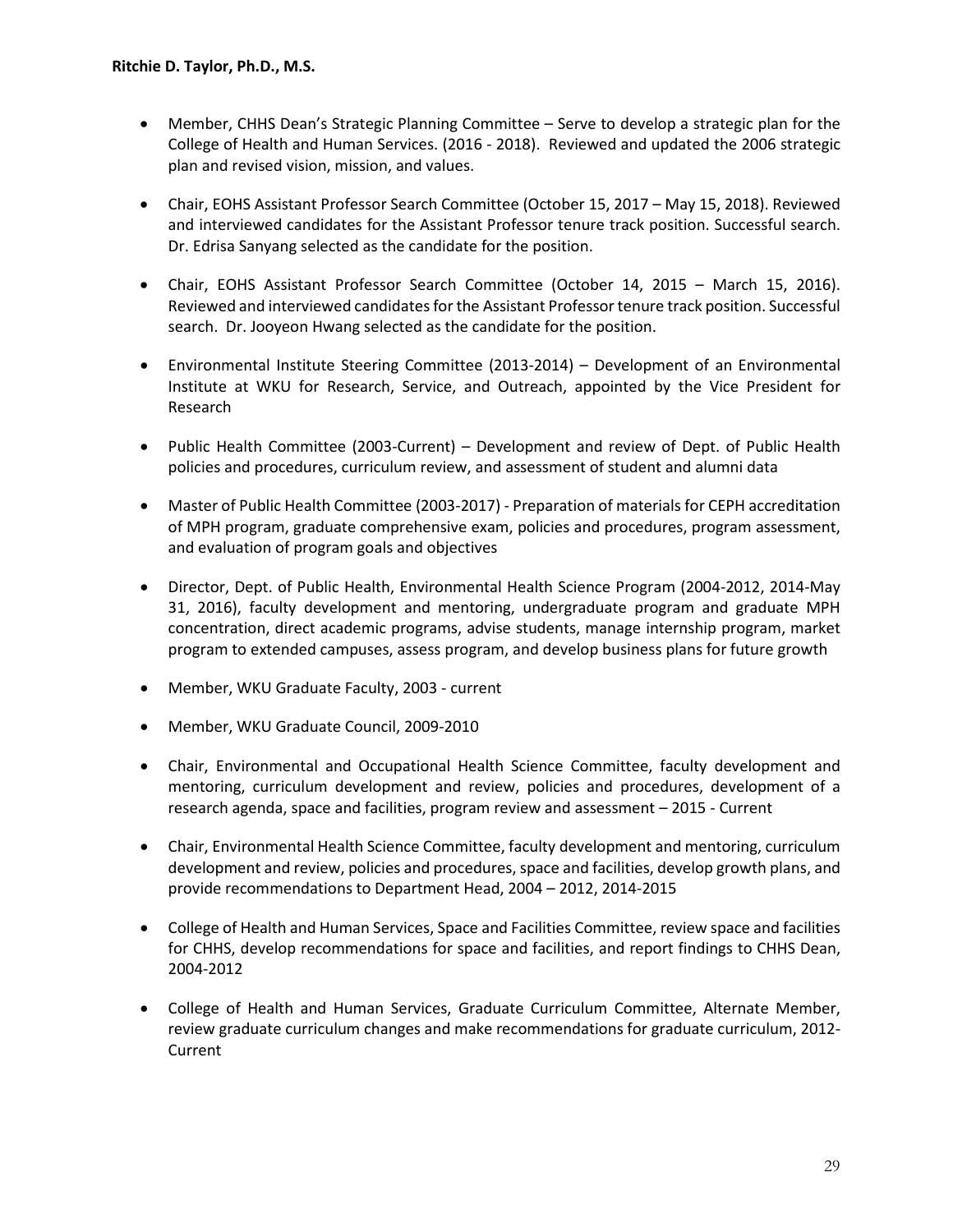- Member, CHHS Dean's Strategic Planning Committee – Serve to develop a strategic plan for the College of Health and Human Services. (2016 - 2018). Reviewed and updated the 2006 strategic plan and revised vision, mission, and values.

- Chair, EOHS Assistant Professor Search Committee (October 15, 2017 – May 15, 2018). Reviewed and interviewed candidates for the Assistant Professor tenure track position. Successful search. Dr. Edrisa Sanyang selected as the candidate for the position.

- Chair, EOHS Assistant Professor Search Committee (October 14, 2015 – March 15, 2016). Reviewed and interviewed candidates for the Assistant Professor tenure track position. Successful search. Dr. Jooyeon Hwang selected as the candidate for the position.

- Environmental Institute Steering Committee (2013-2014) – Development of an Environmental Institute at WKU for Research, Service, and Outreach, appointed by the Vice President for Research

- Public Health Committee (2003-Current) – Development and review of Dept. of Public Health policies and procedures, curriculum review, and assessment of student and alumni data

- Master of Public Health Committee (2003-2017) - Preparation of materials for CEPH accreditation of MPH program, graduate comprehensive exam, policies and procedures, program assessment, and evaluation of program goals and objectives

- Director, Dept. of Public Health, Environmental Health Science Program (2004-2012, 2014-May 31, 2016), faculty development and mentoring, undergraduate program and graduate MPH concentration, direct academic programs, advise students, manage internship program, market program to extended campuses, assess program, and develop business plans for future growth

- Member, WKU Graduate Faculty, 2003 - current

- Member, WKU Graduate Council, 2009-2010

- Chair, Environmental and Occupational Health Science Committee, faculty development and mentoring, curriculum development and review, policies and procedures, development of a research agenda, space and facilities, program review and assessment – 2015 - Current

- Chair, Environmental Health Science Committee, faculty development and mentoring, curriculum development and review, policies and procedures, space and facilities, develop growth plans, and provide recommendations to Department Head, 2004 – 2012, 2014-2015

- College of Health and Human Services, Space and Facilities Committee, review space and facilities for CHHS, develop recommendations for space and facilities, and report findings to CHHS Dean, 2004-2012

- College of Health and Human Services, Graduate Curriculum Committee, Alternate Member, review graduate curriculum changes and make recommendations for graduate curriculum, 2012-Current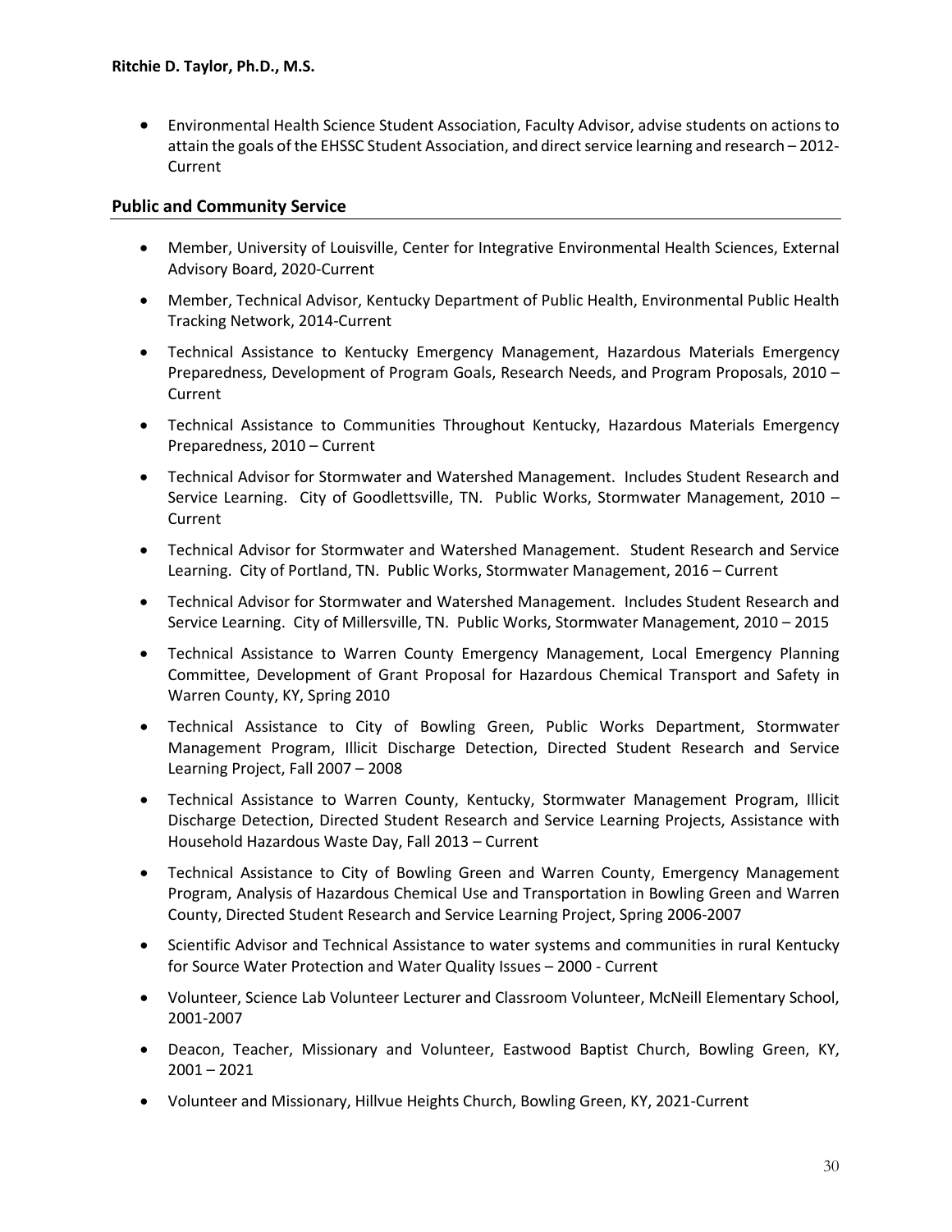- Environmental Health Science Student Association, Faculty Advisor, advise students on actions to attain the goals of the EHSSC Student Association, and direct service learning and research – 2012-Current

## Public and Community Service

- Member, University of Louisville, Center for Integrative Environmental Health Sciences, External Advisory Board, 2020-Current
- Member, Technical Advisor, Kentucky Department of Public Health, Environmental Public Health Tracking Network, 2014-Current
- Technical Assistance to Kentucky Emergency Management, Hazardous Materials Emergency Preparedness, Development of Program Goals, Research Needs, and Program Proposals, 2010 – Current
- Technical Assistance to Communities Throughout Kentucky, Hazardous Materials Emergency Preparedness, 2010 – Current
- Technical Advisor for Stormwater and Watershed Management. Includes Student Research and Service Learning. City of Goodlettsville, TN. Public Works, Stormwater Management, 2010 – Current
- Technical Advisor for Stormwater and Watershed Management. Student Research and Service Learning. City of Portland, TN. Public Works, Stormwater Management, 2016 – Current
- Technical Advisor for Stormwater and Watershed Management. Includes Student Research and Service Learning. City of Millersville, TN. Public Works, Stormwater Management, 2010 – 2015
- Technical Assistance to Warren County Emergency Management, Local Emergency Planning Committee, Development of Grant Proposal for Hazardous Chemical Transport and Safety in Warren County, KY, Spring 2010
- Technical Assistance to City of Bowling Green, Public Works Department, Stormwater Management Program, Illicit Discharge Detection, Directed Student Research and Service Learning Project, Fall 2007 – 2008
- Technical Assistance to Warren County, Kentucky, Stormwater Management Program, Illicit Discharge Detection, Directed Student Research and Service Learning Projects, Assistance with Household Hazardous Waste Day, Fall 2013 – Current
- Technical Assistance to City of Bowling Green and Warren County, Emergency Management Program, Analysis of Hazardous Chemical Use and Transportation in Bowling Green and Warren County, Directed Student Research and Service Learning Project, Spring 2006-2007
- Scientific Advisor and Technical Assistance to water systems and communities in rural Kentucky for Source Water Protection and Water Quality Issues – 2000 - Current
- Volunteer, Science Lab Volunteer Lecturer and Classroom Volunteer, McNeill Elementary School, 2001-2007
- Deacon, Teacher, Missionary and Volunteer, Eastwood Baptist Church, Bowling Green, KY, 2001 – 2021
- Volunteer and Missionary, Hillvue Heights Church, Bowling Green, KY, 2021-Current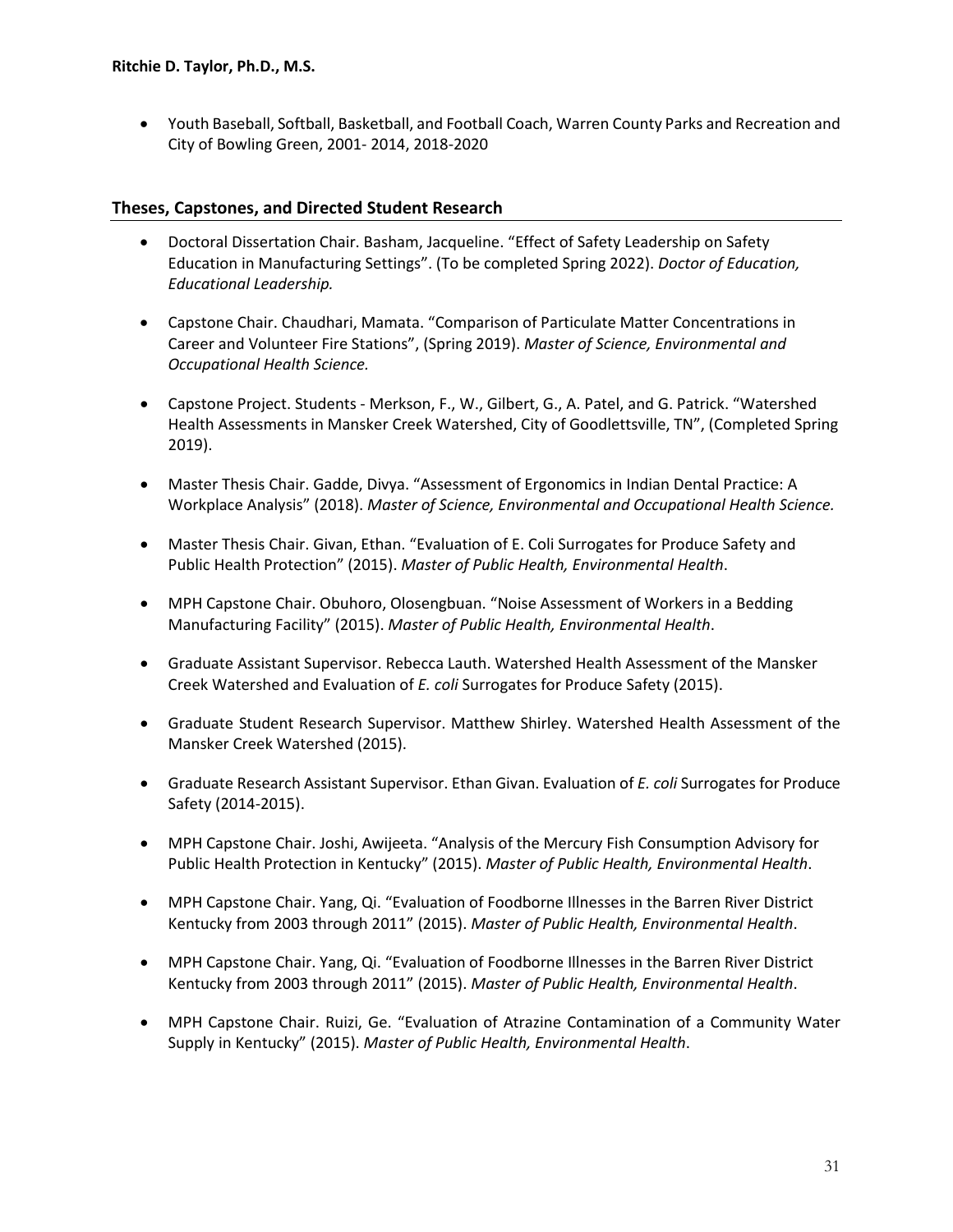- Youth Baseball, Softball, Basketball, and Football Coach, Warren County Parks and Recreation and City of Bowling Green, 2001- 2014, 2018-2020

## Theses, Capstones, and Directed Student Research

- Doctoral Dissertation Chair. Basham, Jacqueline. “Effect of Safety Leadership on Safety Education in Manufacturing Settings”. (To be completed Spring 2022). *Doctor of Education, Educational Leadership.*

- Capstone Chair. Chaudhari, Mamata. “Comparison of Particulate Matter Concentrations in Career and Volunteer Fire Stations”, (Spring 2019). *Master of Science, Environmental and Occupational Health Science.*

- Capstone Project. Students - Merkson, F., W., Gilbert, G., A. Patel, and G. Patrick. “Watershed Health Assessments in Mansker Creek Watershed, City of Goodlettsville, TN”, (Completed Spring 2019).

- Master Thesis Chair. Gadde, Divya. “Assessment of Ergonomics in Indian Dental Practice: A Workplace Analysis” (2018). *Master of Science, Environmental and Occupational Health Science.*

- Master Thesis Chair. Givan, Ethan. “Evaluation of E. Coli Surrogates for Produce Safety and Public Health Protection” (2015). *Master of Public Health, Environmental Health*.

- MPH Capstone Chair. Obuhoro, Olosengbuan. “Noise Assessment of Workers in a Bedding Manufacturing Facility” (2015). *Master of Public Health, Environmental Health*.

- Graduate Assistant Supervisor. Rebecca Lauth. Watershed Health Assessment of the Mansker Creek Watershed and Evaluation of *E. coli* Surrogates for Produce Safety (2015).

- Graduate Student Research Supervisor. Matthew Shirley. Watershed Health Assessment of the Mansker Creek Watershed (2015).

- Graduate Research Assistant Supervisor. Ethan Givan. Evaluation of *E. coli* Surrogates for Produce Safety (2014-2015).

- MPH Capstone Chair. Joshi, Awijeeta. “Analysis of the Mercury Fish Consumption Advisory for Public Health Protection in Kentucky” (2015). *Master of Public Health, Environmental Health*.

- MPH Capstone Chair. Yang, Qi. “Evaluation of Foodborne Illnesses in the Barren River District Kentucky from 2003 through 2011” (2015). *Master of Public Health, Environmental Health*.

- MPH Capstone Chair. Yang, Qi. “Evaluation of Foodborne Illnesses in the Barren River District Kentucky from 2003 through 2011” (2015). *Master of Public Health, Environmental Health*.

- MPH Capstone Chair. Ruizi, Ge. “Evaluation of Atrazine Contamination of a Community Water Supply in Kentucky” (2015). *Master of Public Health, Environmental Health*.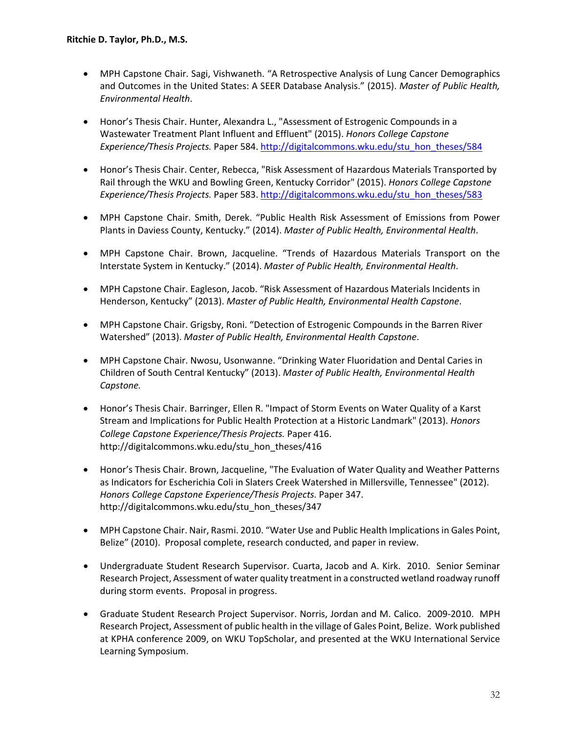- MPH Capstone Chair. Sagi, Vishwaneth. "A Retrospective Analysis of Lung Cancer Demographics and Outcomes in the United States: A SEER Database Analysis." (2015). *Master of Public Health, Environmental Health*.

- Honor's Thesis Chair. Hunter, Alexandra L., "Assessment of Estrogenic Compounds in a Wastewater Treatment Plant Influent and Effluent" (2015). *Honors College Capstone Experience/Thesis Projects.* Paper 584. http://digitalcommons.wku.edu/stu_hon_theses/584

- Honor's Thesis Chair. Center, Rebecca, "Risk Assessment of Hazardous Materials Transported by Rail through the WKU and Bowling Green, Kentucky Corridor" (2015). *Honors College Capstone Experience/Thesis Projects.* Paper 583. http://digitalcommons.wku.edu/stu_hon_theses/583

- MPH Capstone Chair. Smith, Derek. "Public Health Risk Assessment of Emissions from Power Plants in Daviess County, Kentucky." (2014). *Master of Public Health, Environmental Health*.

- MPH Capstone Chair. Brown, Jacqueline. "Trends of Hazardous Materials Transport on the Interstate System in Kentucky." (2014). *Master of Public Health, Environmental Health*.

- MPH Capstone Chair. Eagleson, Jacob. "Risk Assessment of Hazardous Materials Incidents in Henderson, Kentucky" (2013). *Master of Public Health, Environmental Health Capstone*.

- MPH Capstone Chair. Grigsby, Roni. "Detection of Estrogenic Compounds in the Barren River Watershed" (2013). *Master of Public Health, Environmental Health Capstone*.

- MPH Capstone Chair. Nwosu, Usonwanne. "Drinking Water Fluoridation and Dental Caries in Children of South Central Kentucky" (2013). *Master of Public Health, Environmental Health Capstone.*

- Honor's Thesis Chair. Barringer, Ellen R. "Impact of Storm Events on Water Quality of a Karst Stream and Implications for Public Health Protection at a Historic Landmark" (2013). *Honors College Capstone Experience/Thesis Projects.* Paper 416. http://digitalcommons.wku.edu/stu_hon_theses/416

- Honor's Thesis Chair. Brown, Jacqueline, "The Evaluation of Water Quality and Weather Patterns as Indicators for Escherichia Coli in Slaters Creek Watershed in Millersville, Tennessee" (2012). *Honors College Capstone Experience/Thesis Projects.* Paper 347. http://digitalcommons.wku.edu/stu_hon_theses/347

- MPH Capstone Chair. Nair, Rasmi. 2010. "Water Use and Public Health Implications in Gales Point, Belize" (2010). Proposal complete, research conducted, and paper in review.

- Undergraduate Student Research Supervisor. Cuarta, Jacob and A. Kirk. 2010. Senior Seminar Research Project, Assessment of water quality treatment in a constructed wetland roadway runoff during storm events. Proposal in progress.

- Graduate Student Research Project Supervisor. Norris, Jordan and M. Calico. 2009-2010. MPH Research Project, Assessment of public health in the village of Gales Point, Belize. Work published at KPHA conference 2009, on WKU TopScholar, and presented at the WKU International Service Learning Symposium.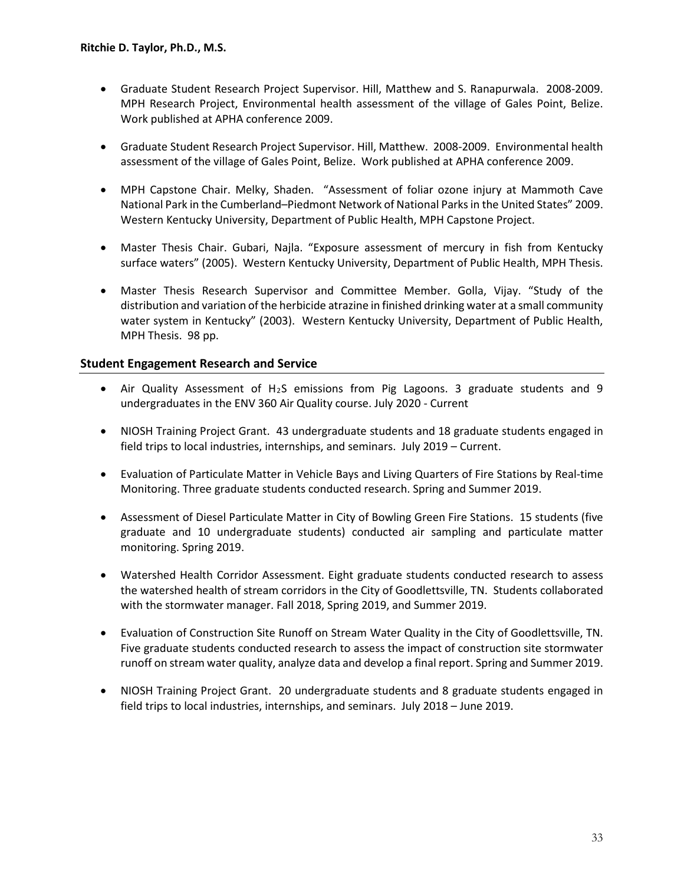- Graduate Student Research Project Supervisor. Hill, Matthew and S. Ranapurwala. 2008-2009. MPH Research Project, Environmental health assessment of the village of Gales Point, Belize. Work published at APHA conference 2009.

- Graduate Student Research Project Supervisor. Hill, Matthew. 2008-2009. Environmental health assessment of the village of Gales Point, Belize. Work published at APHA conference 2009.

- MPH Capstone Chair. Melky, Shaden. "Assessment of foliar ozone injury at Mammoth Cave National Park in the Cumberland–Piedmont Network of National Parks in the United States" 2009. Western Kentucky University, Department of Public Health, MPH Capstone Project.

- Master Thesis Chair. Gubari, Najla. "Exposure assessment of mercury in fish from Kentucky surface waters" (2005). Western Kentucky University, Department of Public Health, MPH Thesis.

- Master Thesis Research Supervisor and Committee Member. Golla, Vijay. "Study of the distribution and variation of the herbicide atrazine in finished drinking water at a small community water system in Kentucky" (2003). Western Kentucky University, Department of Public Health, MPH Thesis. 98 pp.

## Student Engagement Research and Service

- Air Quality Assessment of $H_2S$ emissions from Pig Lagoons. 3 graduate students and 9 undergraduates in the ENV 360 Air Quality course. July 2020 - Current

- NIOSH Training Project Grant. 43 undergraduate students and 18 graduate students engaged in field trips to local industries, internships, and seminars. July 2019 – Current.

- Evaluation of Particulate Matter in Vehicle Bays and Living Quarters of Fire Stations by Real-time Monitoring. Three graduate students conducted research. Spring and Summer 2019.

- Assessment of Diesel Particulate Matter in City of Bowling Green Fire Stations. 15 students (five graduate and 10 undergraduate students) conducted air sampling and particulate matter monitoring. Spring 2019.

- Watershed Health Corridor Assessment. Eight graduate students conducted research to assess the watershed health of stream corridors in the City of Goodlettsville, TN. Students collaborated with the stormwater manager. Fall 2018, Spring 2019, and Summer 2019.

- Evaluation of Construction Site Runoff on Stream Water Quality in the City of Goodlettsville, TN. Five graduate students conducted research to assess the impact of construction site stormwater runoff on stream water quality, analyze data and develop a final report. Spring and Summer 2019.

- NIOSH Training Project Grant. 20 undergraduate students and 8 graduate students engaged in field trips to local industries, internships, and seminars. July 2018 – June 2019.